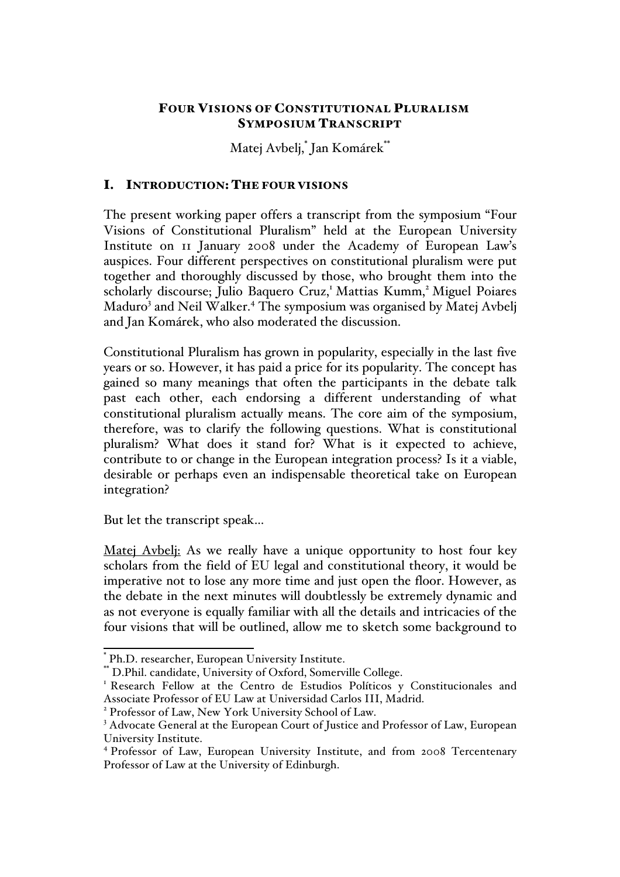# FOUR VISIONS OF CONSTITUTIONAL PLURALISM
## SYMPOSIUM TRANSCRIPT

Matej Avbelj,[*] Jan Komárek[**]

## I. INTRODUCTION: THE FOUR VISIONS

The present working paper offers a transcript from the symposium "Four Visions of Constitutional Pluralism" held at the European University Institute on 11 January 2008 under the Academy of European Law's auspices. Four different perspectives on constitutional pluralism were put together and thoroughly discussed by those, who brought them into the scholarly discourse; Julio Baquero Cruz,[1] Mattias Kumm,[2] Miguel Poiares Maduro[3] and Neil Walker.[4] The symposium was organised by Matej Avbelj and Jan Komárek, who also moderated the discussion.

Constitutional Pluralism has grown in popularity, especially in the last five years or so. However, it has paid a price for its popularity. The concept has gained so many meanings that often the participants in the debate talk past each other, each endorsing a different understanding of what constitutional pluralism actually means. The core aim of the symposium, therefore, was to clarify the following questions. What is constitutional pluralism? What does it stand for? What is it expected to achieve, contribute to or change in the European integration process? Is it a viable, desirable or perhaps even an indispensable theoretical take on European integration?

But let the transcript speak…

Matej Avbelj: As we really have a unique opportunity to host four key scholars from the field of EU legal and constitutional theory, it would be imperative not to lose any more time and just open the floor. However, as the debate in the next minutes will doubtlessly be extremely dynamic and as not everyone is equally familiar with all the details and intricacies of the four visions that will be outlined, allow me to sketch some background to

---

[*] Ph.D. researcher, European University Institute.

[**] D.Phil. candidate, University of Oxford, Somerville College.

[1] Research Fellow at the Centro de Estudios Políticos y Constitucionales and Associate Professor of EU Law at Universidad Carlos III, Madrid.

[2] Professor of Law, New York University School of Law.

[3] Advocate General at the European Court of Justice and Professor of Law, European University Institute.

[4] Professor of Law, European University Institute, and from 2008 Tercentenary Professor of Law at the University of Edinburgh.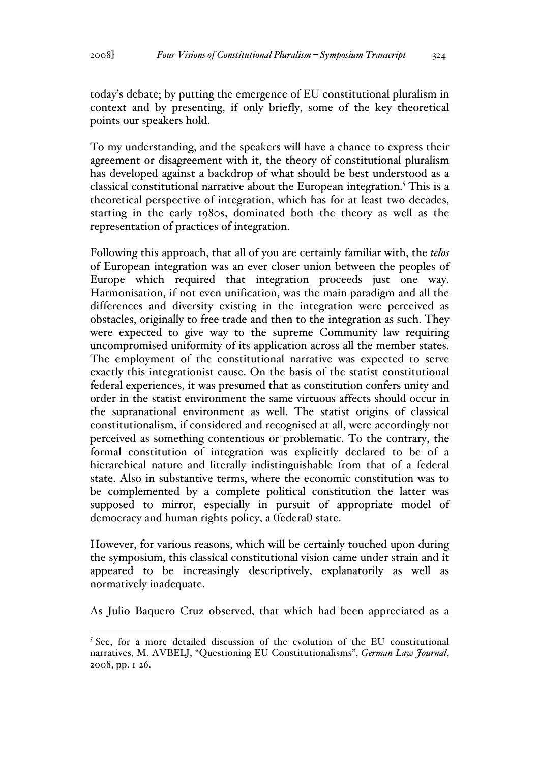today's debate; by putting the emergence of EU constitutional pluralism in context and by presenting, if only briefly, some of the key theoretical points our speakers hold.

To my understanding, and the speakers will have a chance to express their agreement or disagreement with it, the theory of constitutional pluralism has developed against a backdrop of what should be best understood as a classical constitutional narrative about the European integration.[5] This is a theoretical perspective of integration, which has for at least two decades, starting in the early 1980s, dominated both the theory as well as the representation of practices of integration.

Following this approach, that all of you are certainly familiar with, the *telos* of European integration was an ever closer union between the peoples of Europe which required that integration proceeds just one way. Harmonisation, if not even unification, was the main paradigm and all the differences and diversity existing in the integration were perceived as obstacles, originally to free trade and then to the integration as such. They were expected to give way to the supreme Community law requiring uncompromised uniformity of its application across all the member states. The employment of the constitutional narrative was expected to serve exactly this integrationist cause. On the basis of the statist constitutional federal experiences, it was presumed that as constitution confers unity and order in the statist environment the same virtuous affects should occur in the supranational environment as well. The statist origins of classical constitutionalism, if considered and recognised at all, were accordingly not perceived as something contentious or problematic. To the contrary, the formal constitution of integration was explicitly declared to be of a hierarchical nature and literally indistinguishable from that of a federal state. Also in substantive terms, where the economic constitution was to be complemented by a complete political constitution the latter was supposed to mirror, especially in pursuit of appropriate model of democracy and human rights policy, a (federal) state.

However, for various reasons, which will be certainly touched upon during the symposium, this classical constitutional vision came under strain and it appeared to be increasingly descriptively, explanatorily as well as normatively inadequate.

As Julio Baquero Cruz observed, that which had been appreciated as a

---

[5] See, for a more detailed discussion of the evolution of the EU constitutional narratives, M. AVBELJ, "Questioning EU Constitutionalisms", *German Law Journal*, 2008, pp. 1-26.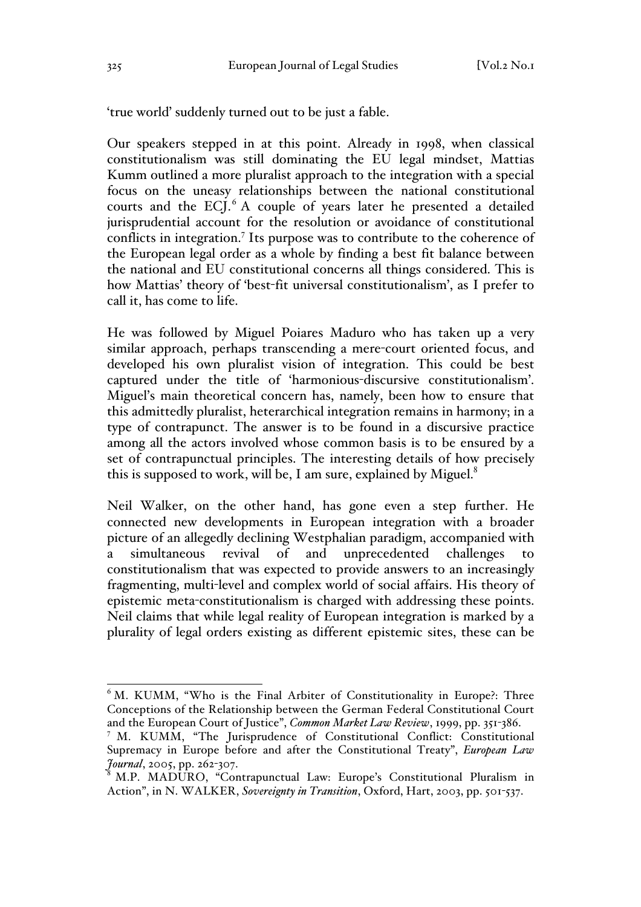'true world' suddenly turned out to be just a fable.

Our speakers stepped in at this point. Already in 1998, when classical constitutionalism was still dominating the EU legal mindset, Mattias Kumm outlined a more pluralist approach to the integration with a special focus on the uneasy relationships between the national constitutional courts and the ECJ.[6] A couple of years later he presented a detailed jurisprudential account for the resolution or avoidance of constitutional conflicts in integration.[7] Its purpose was to contribute to the coherence of the European legal order as a whole by finding a best fit balance between the national and EU constitutional concerns all things considered. This is how Mattias' theory of 'best-fit universal constitutionalism', as I prefer to call it, has come to life.

He was followed by Miguel Poiares Maduro who has taken up a very similar approach, perhaps transcending a mere-court oriented focus, and developed his own pluralist vision of integration. This could be best captured under the title of 'harmonious-discursive constitutionalism'. Miguel's main theoretical concern has, namely, been how to ensure that this admittedly pluralist, heterarchical integration remains in harmony; in a type of contrapunct. The answer is to be found in a discursive practice among all the actors involved whose common basis is to be ensured by a set of contrapunctual principles. The interesting details of how precisely this is supposed to work, will be, I am sure, explained by Miguel.[8]

Neil Walker, on the other hand, has gone even a step further. He connected new developments in European integration with a broader picture of an allegedly declining Westphalian paradigm, accompanied with a simultaneous revival of and unprecedented challenges to constitutionalism that was expected to provide answers to an increasingly fragmenting, multi-level and complex world of social affairs. His theory of epistemic meta-constitutionalism is charged with addressing these points. Neil claims that while legal reality of European integration is marked by a plurality of legal orders existing as different epistemic sites, these can be

---

[6] M. KUMM, "Who is the Final Arbiter of Constitutionality in Europe?: Three Conceptions of the Relationship between the German Federal Constitutional Court and the European Court of Justice", *Common Market Law Review*, 1999, pp. 351-386.

[7] M. KUMM, "The Jurisprudence of Constitutional Conflict: Constitutional Supremacy in Europe before and after the Constitutional Treaty", *European Law Journal*, 2005, pp. 262-307.

[8] M.P. MADURO, "Contrapunctual Law: Europe's Constitutional Pluralism in Action", in N. WALKER, *Sovereignty in Transition*, Oxford, Hart, 2003, pp. 501-537.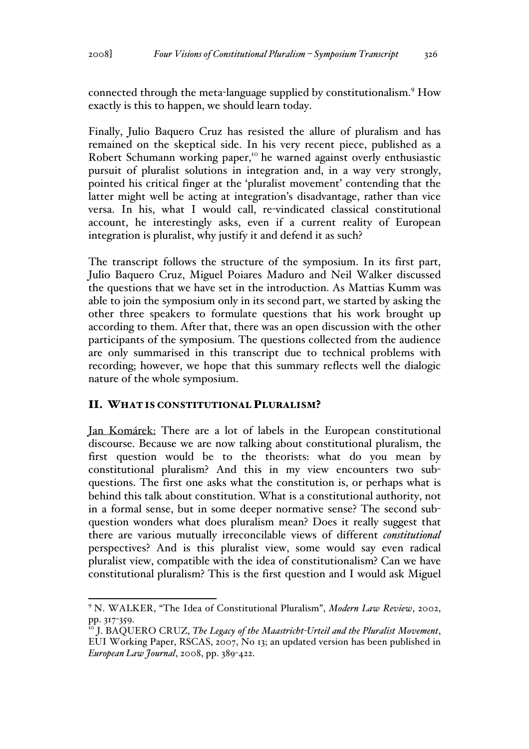connected through the meta-language supplied by constitutionalism.[9] How exactly is this to happen, we should learn today.

Finally, Julio Baquero Cruz has resisted the allure of pluralism and has remained on the skeptical side. In his very recent piece, published as a Robert Schumann working paper,[10] he warned against overly enthusiastic pursuit of pluralist solutions in integration and, in a way very strongly, pointed his critical finger at the 'pluralist movement' contending that the latter might well be acting at integration's disadvantage, rather than vice versa. In his, what I would call, re-vindicated classical constitutional account, he interestingly asks, even if a current reality of European integration is pluralist, why justify it and defend it as such?

The transcript follows the structure of the symposium. In its first part, Julio Baquero Cruz, Miguel Poiares Maduro and Neil Walker discussed the questions that we have set in the introduction. As Mattias Kumm was able to join the symposium only in its second part, we started by asking the other three speakers to formulate questions that his work brought up according to them. After that, there was an open discussion with the other participants of the symposium. The questions collected from the audience are only summarised in this transcript due to technical problems with recording; however, we hope that this summary reflects well the dialogic nature of the whole symposium.

## II. WHAT IS CONSTITUTIONAL PLURALISM?

Jan Komárek: There are a lot of labels in the European constitutional discourse. Because we are now talking about constitutional pluralism, the first question would be to the theorists: what do you mean by constitutional pluralism? And this in my view encounters two sub-questions. The first one asks what the constitution is, or perhaps what is behind this talk about constitution. What is a constitutional authority, not in a formal sense, but in some deeper normative sense? The second sub-question wonders what does pluralism mean? Does it really suggest that there are various mutually irreconcilable views of different *constitutional* perspectives? And is this pluralist view, some would say even radical pluralist view, compatible with the idea of constitutionalism? Can we have constitutional pluralism? This is the first question and I would ask Miguel

---

[9] N. WALKER, "The Idea of Constitutional Pluralism", *Modern Law Review*, 2002, pp. 317-359.

[10] J. BAQUERO CRUZ, *The Legacy of the Maastricht-Urteil and the Pluralist Movement*, EUI Working Paper, RSCAS, 2007, No 13; an updated version has been published in *European Law Journal*, 2008, pp. 389-422.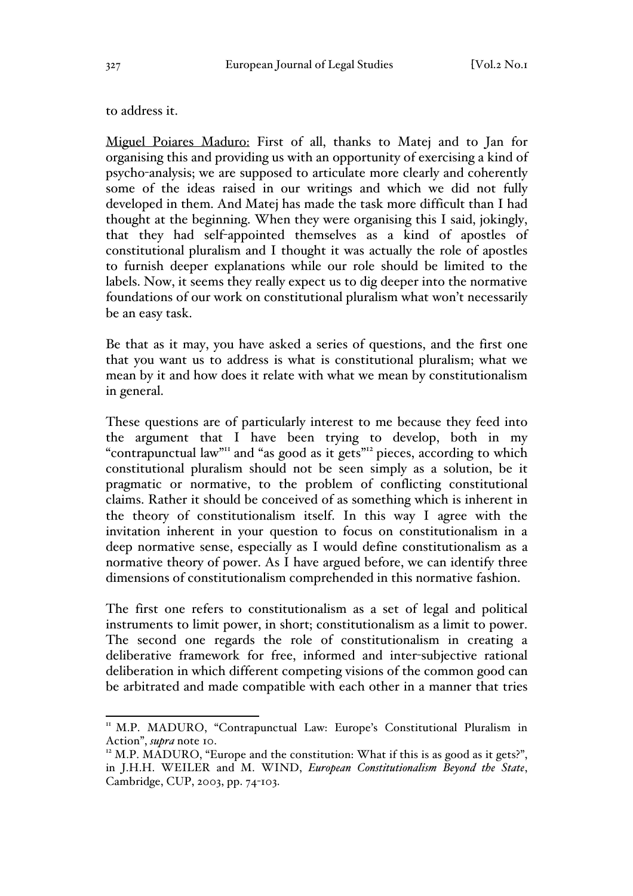to address it.

Miguel Poiares Maduro: First of all, thanks to Matej and to Jan for organising this and providing us with an opportunity of exercising a kind of psycho-analysis; we are supposed to articulate more clearly and coherently some of the ideas raised in our writings and which we did not fully developed in them. And Matej has made the task more difficult than I had thought at the beginning. When they were organising this I said, jokingly, that they had self-appointed themselves as a kind of apostles of constitutional pluralism and I thought it was actually the role of apostles to furnish deeper explanations while our role should be limited to the labels. Now, it seems they really expect us to dig deeper into the normative foundations of our work on constitutional pluralism what won't necessarily be an easy task.

Be that as it may, you have asked a series of questions, and the first one that you want us to address is what is constitutional pluralism; what we mean by it and how does it relate with what we mean by constitutionalism in general.

These questions are of particularly interest to me because they feed into the argument that I have been trying to develop, both in my "contrapunctual law"[11] and "as good as it gets"[12] pieces, according to which constitutional pluralism should not be seen simply as a solution, be it pragmatic or normative, to the problem of conflicting constitutional claims. Rather it should be conceived of as something which is inherent in the theory of constitutionalism itself. In this way I agree with the invitation inherent in your question to focus on constitutionalism in a deep normative sense, especially as I would define constitutionalism as a normative theory of power. As I have argued before, we can identify three dimensions of constitutionalism comprehended in this normative fashion.

The first one refers to constitutionalism as a set of legal and political instruments to limit power, in short; constitutionalism as a limit to power. The second one regards the role of constitutionalism in creating a deliberative framework for free, informed and inter-subjective rational deliberation in which different competing visions of the common good can be arbitrated and made compatible with each other in a manner that tries

[11] M.P. MADURO, "Contrapunctual Law: Europe's Constitutional Pluralism in Action", *supra* note 10.

[12] M.P. MADURO, "Europe and the constitution: What if this is as good as it gets?", in J.H.H. WEILER and M. WIND, *European Constitutionalism Beyond the State*, Cambridge, CUP, 2003, pp. 74-103.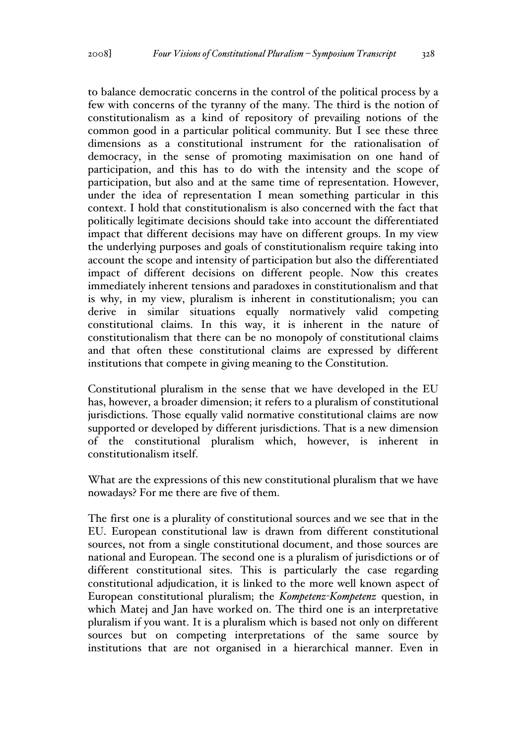to balance democratic concerns in the control of the political process by a few with concerns of the tyranny of the many. The third is the notion of constitutionalism as a kind of repository of prevailing notions of the common good in a particular political community. But I see these three dimensions as a constitutional instrument for the rationalisation of democracy, in the sense of promoting maximisation on one hand of participation, and this has to do with the intensity and the scope of participation, but also and at the same time of representation. However, under the idea of representation I mean something particular in this context. I hold that constitutionalism is also concerned with the fact that politically legitimate decisions should take into account the differentiated impact that different decisions may have on different groups. In my view the underlying purposes and goals of constitutionalism require taking into account the scope and intensity of participation but also the differentiated impact of different decisions on different people. Now this creates immediately inherent tensions and paradoxes in constitutionalism and that is why, in my view, pluralism is inherent in constitutionalism; you can derive in similar situations equally normatively valid competing constitutional claims. In this way, it is inherent in the nature of constitutionalism that there can be no monopoly of constitutional claims and that often these constitutional claims are expressed by different institutions that compete in giving meaning to the Constitution.

Constitutional pluralism in the sense that we have developed in the EU has, however, a broader dimension; it refers to a pluralism of constitutional jurisdictions. Those equally valid normative constitutional claims are now supported or developed by different jurisdictions. That is a new dimension of the constitutional pluralism which, however, is inherent in constitutionalism itself.

What are the expressions of this new constitutional pluralism that we have nowadays? For me there are five of them.

The first one is a plurality of constitutional sources and we see that in the EU. European constitutional law is drawn from different constitutional sources, not from a single constitutional document, and those sources are national and European. The second one is a pluralism of jurisdictions or of different constitutional sites. This is particularly the case regarding constitutional adjudication, it is linked to the more well known aspect of European constitutional pluralism; the *Kompetenz-Kompetenz* question, in which Matej and Jan have worked on. The third one is an interpretative pluralism if you want. It is a pluralism which is based not only on different sources but on competing interpretations of the same source by institutions that are not organised in a hierarchical manner. Even in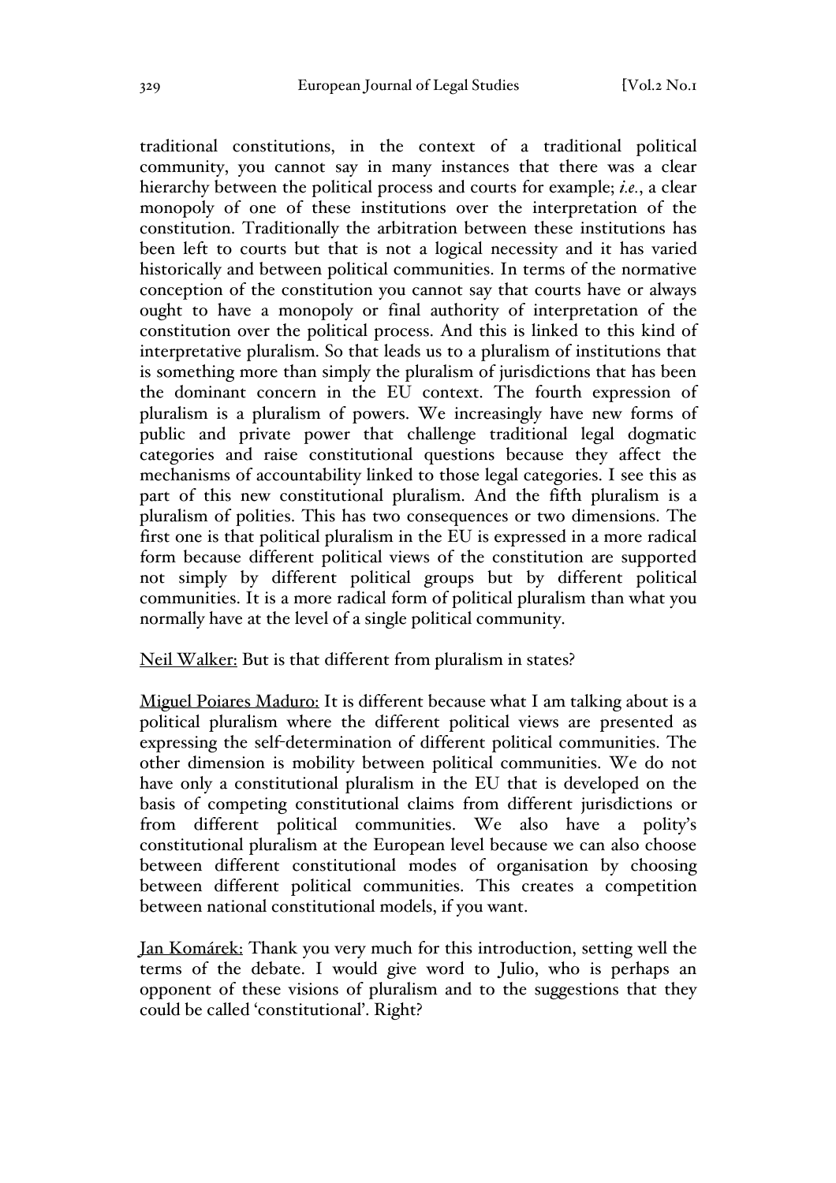traditional constitutions, in the context of a traditional political community, you cannot say in many instances that there was a clear hierarchy between the political process and courts for example; *i.e.*, a clear monopoly of one of these institutions over the interpretation of the constitution. Traditionally the arbitration between these institutions has been left to courts but that is not a logical necessity and it has varied historically and between political communities. In terms of the normative conception of the constitution you cannot say that courts have or always ought to have a monopoly or final authority of interpretation of the constitution over the political process. And this is linked to this kind of interpretative pluralism. So that leads us to a pluralism of institutions that is something more than simply the pluralism of jurisdictions that has been the dominant concern in the EU context. The fourth expression of pluralism is a pluralism of powers. We increasingly have new forms of public and private power that challenge traditional legal dogmatic categories and raise constitutional questions because they affect the mechanisms of accountability linked to those legal categories. I see this as part of this new constitutional pluralism. And the fifth pluralism is a pluralism of polities. This has two consequences or two dimensions. The first one is that political pluralism in the EU is expressed in a more radical form because different political views of the constitution are supported not simply by different political groups but by different political communities. It is a more radical form of political pluralism than what you normally have at the level of a single political community.

<u>Neil Walker:</u> But is that different from pluralism in states?

<u>Miguel Poiares Maduro:</u> It is different because what I am talking about is a political pluralism where the different political views are presented as expressing the self-determination of different political communities. The other dimension is mobility between political communities. We do not have only a constitutional pluralism in the EU that is developed on the basis of competing constitutional claims from different jurisdictions or from different political communities. We also have a polity's constitutional pluralism at the European level because we can also choose between different constitutional modes of organisation by choosing between different political communities. This creates a competition between national constitutional models, if you want.

<u>Jan Komárek:</u> Thank you very much for this introduction, setting well the terms of the debate. I would give word to Julio, who is perhaps an opponent of these visions of pluralism and to the suggestions that they could be called 'constitutional'. Right?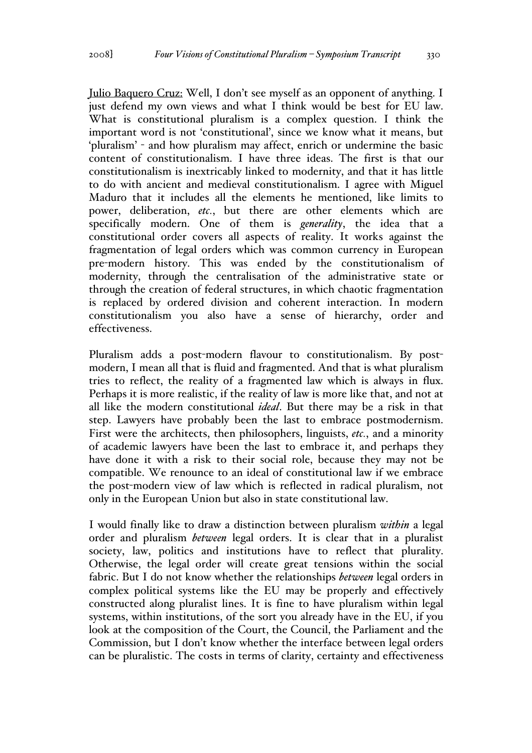Julio Baquero Cruz: Well, I don't see myself as an opponent of anything. I just defend my own views and what I think would be best for EU law. What is constitutional pluralism is a complex question. I think the important word is not 'constitutional', since we know what it means, but 'pluralism' - and how pluralism may affect, enrich or undermine the basic content of constitutionalism. I have three ideas. The first is that our constitutionalism is inextricably linked to modernity, and that it has little to do with ancient and medieval constitutionalism. I agree with Miguel Maduro that it includes all the elements he mentioned, like limits to power, deliberation, *etc.*, but there are other elements which are specifically modern. One of them is *generality*, the idea that a constitutional order covers all aspects of reality. It works against the fragmentation of legal orders which was common currency in European pre-modern history. This was ended by the constitutionalism of modernity, through the centralisation of the administrative state or through the creation of federal structures, in which chaotic fragmentation is replaced by ordered division and coherent interaction. In modern constitutionalism you also have a sense of hierarchy, order and effectiveness.

Pluralism adds a post-modern flavour to constitutionalism. By post-modern, I mean all that is fluid and fragmented. And that is what pluralism tries to reflect, the reality of a fragmented law which is always in flux. Perhaps it is more realistic, if the reality of law is more like that, and not at all like the modern constitutional *ideal*. But there may be a risk in that step. Lawyers have probably been the last to embrace postmodernism. First were the architects, then philosophers, linguists, *etc.*, and a minority of academic lawyers have been the last to embrace it, and perhaps they have done it with a risk to their social role, because they may not be compatible. We renounce to an ideal of constitutional law if we embrace the post-modern view of law which is reflected in radical pluralism, not only in the European Union but also in state constitutional law.

I would finally like to draw a distinction between pluralism *within* a legal order and pluralism *between* legal orders. It is clear that in a pluralist society, law, politics and institutions have to reflect that plurality. Otherwise, the legal order will create great tensions within the social fabric. But I do not know whether the relationships *between* legal orders in complex political systems like the EU may be properly and effectively constructed along pluralist lines. It is fine to have pluralism within legal systems, within institutions, of the sort you already have in the EU, if you look at the composition of the Court, the Council, the Parliament and the Commission, but I don't know whether the interface between legal orders can be pluralistic. The costs in terms of clarity, certainty and effectiveness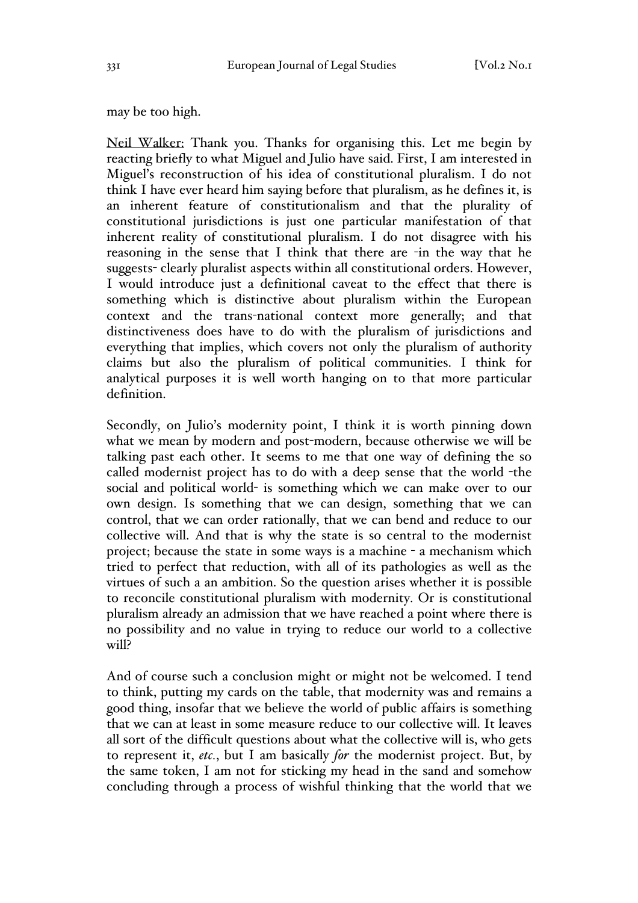may be too high.

Neil Walker: Thank you. Thanks for organising this. Let me begin by reacting briefly to what Miguel and Julio have said. First, I am interested in Miguel's reconstruction of his idea of constitutional pluralism. I do not think I have ever heard him saying before that pluralism, as he defines it, is an inherent feature of constitutionalism and that the plurality of constitutional jurisdictions is just one particular manifestation of that inherent reality of constitutional pluralism. I do not disagree with his reasoning in the sense that I think that there are -in the way that he suggests- clearly pluralist aspects within all constitutional orders. However, I would introduce just a definitional caveat to the effect that there is something which is distinctive about pluralism within the European context and the trans-national context more generally; and that distinctiveness does have to do with the pluralism of jurisdictions and everything that implies, which covers not only the pluralism of authority claims but also the pluralism of political communities. I think for analytical purposes it is well worth hanging on to that more particular definition.

Secondly, on Julio's modernity point, I think it is worth pinning down what we mean by modern and post-modern, because otherwise we will be talking past each other. It seems to me that one way of defining the so called modernist project has to do with a deep sense that the world -the social and political world- is something which we can make over to our own design. Is something that we can design, something that we can control, that we can order rationally, that we can bend and reduce to our collective will. And that is why the state is so central to the modernist project; because the state in some ways is a machine - a mechanism which tried to perfect that reduction, with all of its pathologies as well as the virtues of such a an ambition. So the question arises whether it is possible to reconcile constitutional pluralism with modernity. Or is constitutional pluralism already an admission that we have reached a point where there is no possibility and no value in trying to reduce our world to a collective will?

And of course such a conclusion might or might not be welcomed. I tend to think, putting my cards on the table, that modernity was and remains a good thing, insofar that we believe the world of public affairs is something that we can at least in some measure reduce to our collective will. It leaves all sort of the difficult questions about what the collective will is, who gets to represent it, *etc.*, but I am basically *for* the modernist project. But, by the same token, I am not for sticking my head in the sand and somehow concluding through a process of wishful thinking that the world that we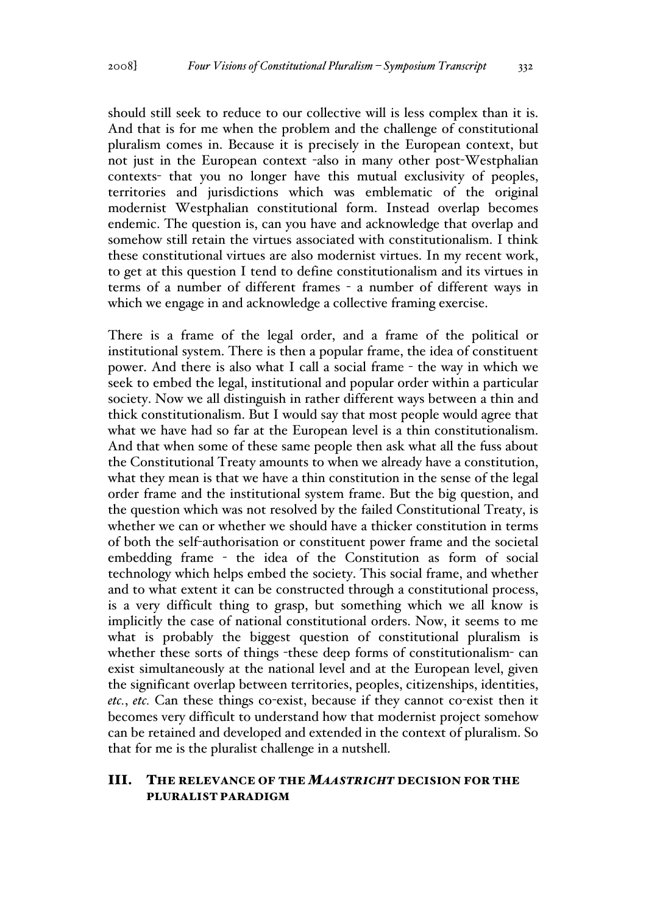should still seek to reduce to our collective will is less complex than it is. And that is for me when the problem and the challenge of constitutional pluralism comes in. Because it is precisely in the European context, but not just in the European context -also in many other post-Westphalian contexts- that you no longer have this mutual exclusivity of peoples, territories and jurisdictions which was emblematic of the original modernist Westphalian constitutional form. Instead overlap becomes endemic. The question is, can you have and acknowledge that overlap and somehow still retain the virtues associated with constitutionalism. I think these constitutional virtues are also modernist virtues. In my recent work, to get at this question I tend to define constitutionalism and its virtues in terms of a number of different frames - a number of different ways in which we engage in and acknowledge a collective framing exercise.

There is a frame of the legal order, and a frame of the political or institutional system. There is then a popular frame, the idea of constituent power. And there is also what I call a social frame - the way in which we seek to embed the legal, institutional and popular order within a particular society. Now we all distinguish in rather different ways between a thin and thick constitutionalism. But I would say that most people would agree that what we have had so far at the European level is a thin constitutionalism. And that when some of these same people then ask what all the fuss about the Constitutional Treaty amounts to when we already have a constitution, what they mean is that we have a thin constitution in the sense of the legal order frame and the institutional system frame. But the big question, and the question which was not resolved by the failed Constitutional Treaty, is whether we can or whether we should have a thicker constitution in terms of both the self-authorisation or constituent power frame and the societal embedding frame - the idea of the Constitution as form of social technology which helps embed the society. This social frame, and whether and to what extent it can be constructed through a constitutional process, is a very difficult thing to grasp, but something which we all know is implicitly the case of national constitutional orders. Now, it seems to me what is probably the biggest question of constitutional pluralism is whether these sorts of things -these deep forms of constitutionalism- can exist simultaneously at the national level and at the European level, given the significant overlap between territories, peoples, citizenships, identities, *etc.*, *etc.* Can these things co-exist, because if they cannot co-exist then it becomes very difficult to understand how that modernist project somehow can be retained and developed and extended in the context of pluralism. So that for me is the pluralist challenge in a nutshell.

## III. The relevance of the *Maastricht* decision for the pluralist paradigm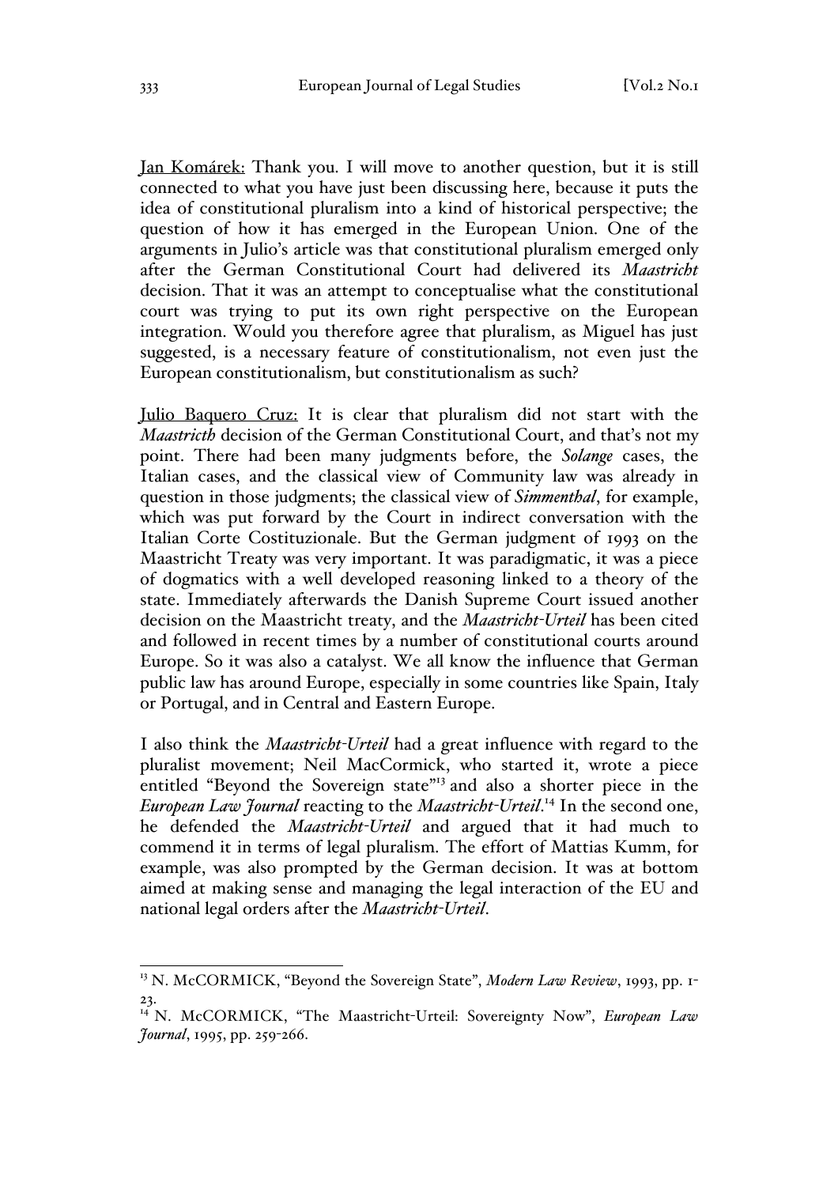Jan Komárek: Thank you. I will move to another question, but it is still connected to what you have just been discussing here, because it puts the idea of constitutional pluralism into a kind of historical perspective; the question of how it has emerged in the European Union. One of the arguments in Julio's article was that constitutional pluralism emerged only after the German Constitutional Court had delivered its *Maastricht* decision. That it was an attempt to conceptualise what the constitutional court was trying to put its own right perspective on the European integration. Would you therefore agree that pluralism, as Miguel has just suggested, is a necessary feature of constitutionalism, not even just the European constitutionalism, but constitutionalism as such?

Julio Baquero Cruz: It is clear that pluralism did not start with the *Maastricth* decision of the German Constitutional Court, and that's not my point. There had been many judgments before, the *Solange* cases, the Italian cases, and the classical view of Community law was already in question in those judgments; the classical view of *Simmenthal*, for example, which was put forward by the Court in indirect conversation with the Italian Corte Costituzionale. But the German judgment of 1993 on the Maastricht Treaty was very important. It was paradigmatic, it was a piece of dogmatics with a well developed reasoning linked to a theory of the state. Immediately afterwards the Danish Supreme Court issued another decision on the Maastricht treaty, and the *Maastricht-Urteil* has been cited and followed in recent times by a number of constitutional courts around Europe. So it was also a catalyst. We all know the influence that German public law has around Europe, especially in some countries like Spain, Italy or Portugal, and in Central and Eastern Europe.

I also think the *Maastricht-Urteil* had a great influence with regard to the pluralist movement; Neil MacCormick, who started it, wrote a piece entitled "Beyond the Sovereign state"[13] and also a shorter piece in the *European Law Journal* reacting to the *Maastricht-Urteil*.[14] In the second one, he defended the *Maastricht-Urteil* and argued that it had much to commend it in terms of legal pluralism. The effort of Mattias Kumm, for example, was also prompted by the German decision. It was at bottom aimed at making sense and managing the legal interaction of the EU and national legal orders after the *Maastricht-Urteil*.

---

[13] N. McCORMICK, "Beyond the Sovereign State", *Modern Law Review*, 1993, pp. 1-23.

[14] N. McCORMICK, "The Maastricht-Urteil: Sovereignty Now", *European Law Journal*, 1995, pp. 259-266.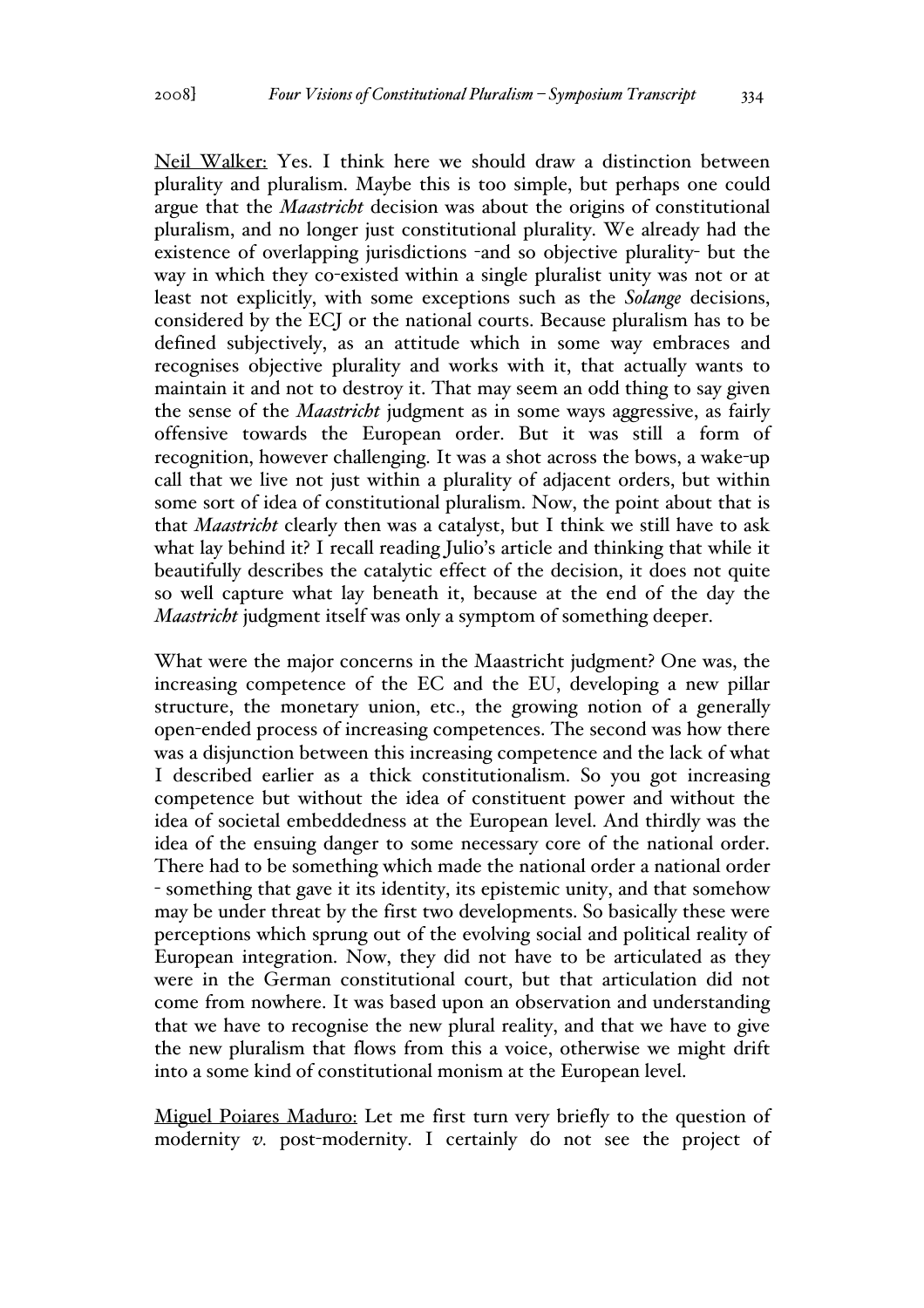Neil Walker: Yes. I think here we should draw a distinction between plurality and pluralism. Maybe this is too simple, but perhaps one could argue that the *Maastricht* decision was about the origins of constitutional pluralism, and no longer just constitutional plurality. We already had the existence of overlapping jurisdictions -and so objective plurality- but the way in which they co-existed within a single pluralist unity was not or at least not explicitly, with some exceptions such as the *Solange* decisions, considered by the ECJ or the national courts. Because pluralism has to be defined subjectively, as an attitude which in some way embraces and recognises objective plurality and works with it, that actually wants to maintain it and not to destroy it. That may seem an odd thing to say given the sense of the *Maastricht* judgment as in some ways aggressive, as fairly offensive towards the European order. But it was still a form of recognition, however challenging. It was a shot across the bows, a wake-up call that we live not just within a plurality of adjacent orders, but within some sort of idea of constitutional pluralism. Now, the point about that is that *Maastricht* clearly then was a catalyst, but I think we still have to ask what lay behind it? I recall reading Julio's article and thinking that while it beautifully describes the catalytic effect of the decision, it does not quite so well capture what lay beneath it, because at the end of the day the *Maastricht* judgment itself was only a symptom of something deeper.

What were the major concerns in the Maastricht judgment? One was, the increasing competence of the EC and the EU, developing a new pillar structure, the monetary union, etc., the growing notion of a generally open-ended process of increasing competences. The second was how there was a disjunction between this increasing competence and the lack of what I described earlier as a thick constitutionalism. So you got increasing competence but without the idea of constituent power and without the idea of societal embeddedness at the European level. And thirdly was the idea of the ensuing danger to some necessary core of the national order. There had to be something which made the national order a national order - something that gave it its identity, its epistemic unity, and that somehow may be under threat by the first two developments. So basically these were perceptions which sprung out of the evolving social and political reality of European integration. Now, they did not have to be articulated as they were in the German constitutional court, but that articulation did not come from nowhere. It was based upon an observation and understanding that we have to recognise the new plural reality, and that we have to give the new pluralism that flows from this a voice, otherwise we might drift into a some kind of constitutional monism at the European level.

Miguel Poiares Maduro: Let me first turn very briefly to the question of modernity *v.* post-modernity. I certainly do not see the project of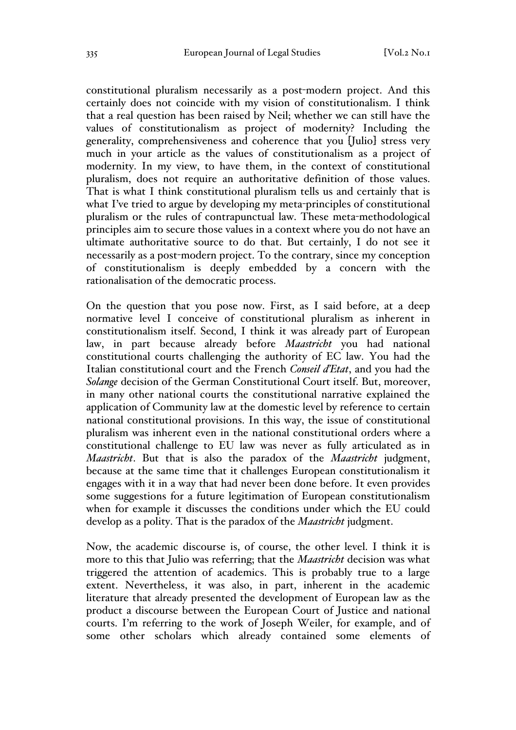constitutional pluralism necessarily as a post-modern project. And this certainly does not coincide with my vision of constitutionalism. I think that a real question has been raised by Neil; whether we can still have the values of constitutionalism as project of modernity? Including the generality, comprehensiveness and coherence that you [Julio] stress very much in your article as the values of constitutionalism as a project of modernity. In my view, to have them, in the context of constitutional pluralism, does not require an authoritative definition of those values. That is what I think constitutional pluralism tells us and certainly that is what I've tried to argue by developing my meta-principles of constitutional pluralism or the rules of contrapunctual law. These meta-methodological principles aim to secure those values in a context where you do not have an ultimate authoritative source to do that. But certainly, I do not see it necessarily as a post-modern project. To the contrary, since my conception of constitutionalism is deeply embedded by a concern with the rationalisation of the democratic process.

On the question that you pose now. First, as I said before, at a deep normative level I conceive of constitutional pluralism as inherent in constitutionalism itself. Second, I think it was already part of European law, in part because already before *Maastricht* you had national constitutional courts challenging the authority of EC law. You had the Italian constitutional court and the French *Conseil d'Etat*, and you had the *Solange* decision of the German Constitutional Court itself. But, moreover, in many other national courts the constitutional narrative explained the application of Community law at the domestic level by reference to certain national constitutional provisions. In this way, the issue of constitutional pluralism was inherent even in the national constitutional orders where a constitutional challenge to EU law was never as fully articulated as in *Maastricht*. But that is also the paradox of the *Maastricht* judgment, because at the same time that it challenges European constitutionalism it engages with it in a way that had never been done before. It even provides some suggestions for a future legitimation of European constitutionalism when for example it discusses the conditions under which the EU could develop as a polity. That is the paradox of the *Maastricht* judgment.

Now, the academic discourse is, of course, the other level. I think it is more to this that Julio was referring; that the *Maastricht* decision was what triggered the attention of academics. This is probably true to a large extent. Nevertheless, it was also, in part, inherent in the academic literature that already presented the development of European law as the product a discourse between the European Court of Justice and national courts. I'm referring to the work of Joseph Weiler, for example, and of some other scholars which already contained some elements of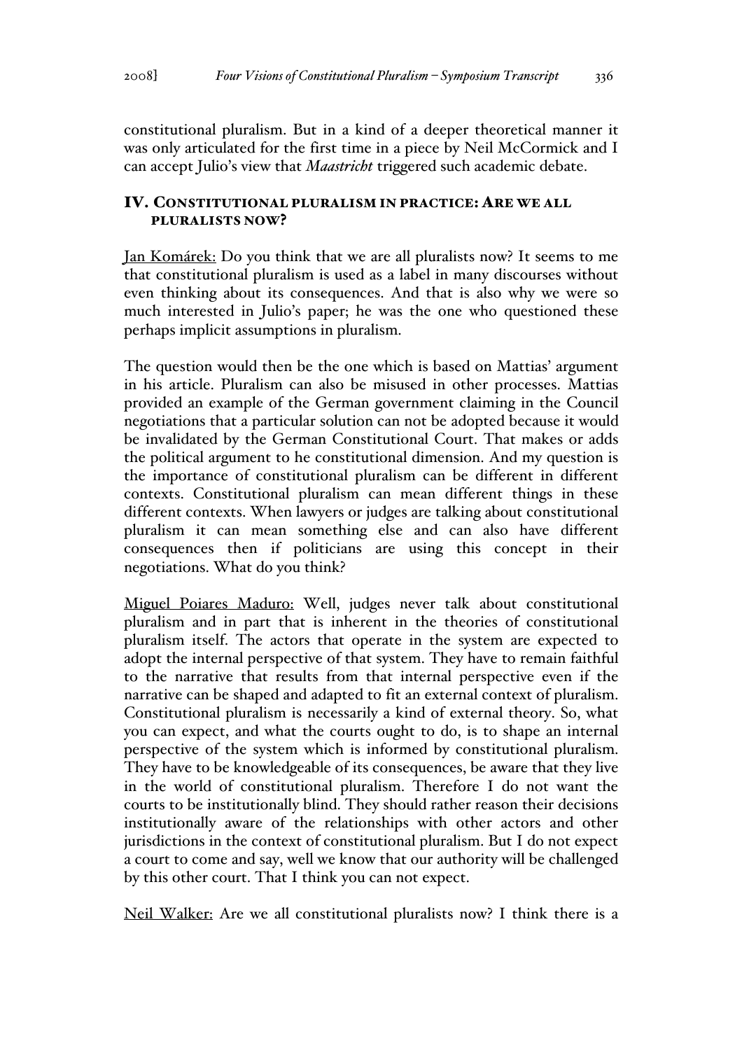constitutional pluralism. But in a kind of a deeper theoretical manner it was only articulated for the first time in a piece by Neil McCormick and I can accept Julio's view that *Maastricht* triggered such academic debate.

## IV. Constitutional pluralism in practice: Are we all pluralists now?

<u>Jan Komárek:</u> Do you think that we are all pluralists now? It seems to me that constitutional pluralism is used as a label in many discourses without even thinking about its consequences. And that is also why we were so much interested in Julio's paper; he was the one who questioned these perhaps implicit assumptions in pluralism.

The question would then be the one which is based on Mattias' argument in his article. Pluralism can also be misused in other processes. Mattias provided an example of the German government claiming in the Council negotiations that a particular solution can not be adopted because it would be invalidated by the German Constitutional Court. That makes or adds the political argument to he constitutional dimension. And my question is the importance of constitutional pluralism can be different in different contexts. Constitutional pluralism can mean different things in these different contexts. When lawyers or judges are talking about constitutional pluralism it can mean something else and can also have different consequences then if politicians are using this concept in their negotiations. What do you think?

<u>Miguel Poiares Maduro:</u> Well, judges never talk about constitutional pluralism and in part that is inherent in the theories of constitutional pluralism itself. The actors that operate in the system are expected to adopt the internal perspective of that system. They have to remain faithful to the narrative that results from that internal perspective even if the narrative can be shaped and adapted to fit an external context of pluralism. Constitutional pluralism is necessarily a kind of external theory. So, what you can expect, and what the courts ought to do, is to shape an internal perspective of the system which is informed by constitutional pluralism. They have to be knowledgeable of its consequences, be aware that they live in the world of constitutional pluralism. Therefore I do not want the courts to be institutionally blind. They should rather reason their decisions institutionally aware of the relationships with other actors and other jurisdictions in the context of constitutional pluralism. But I do not expect a court to come and say, well we know that our authority will be challenged by this other court. That I think you can not expect.

<u>Neil Walker:</u> Are we all constitutional pluralists now? I think there is a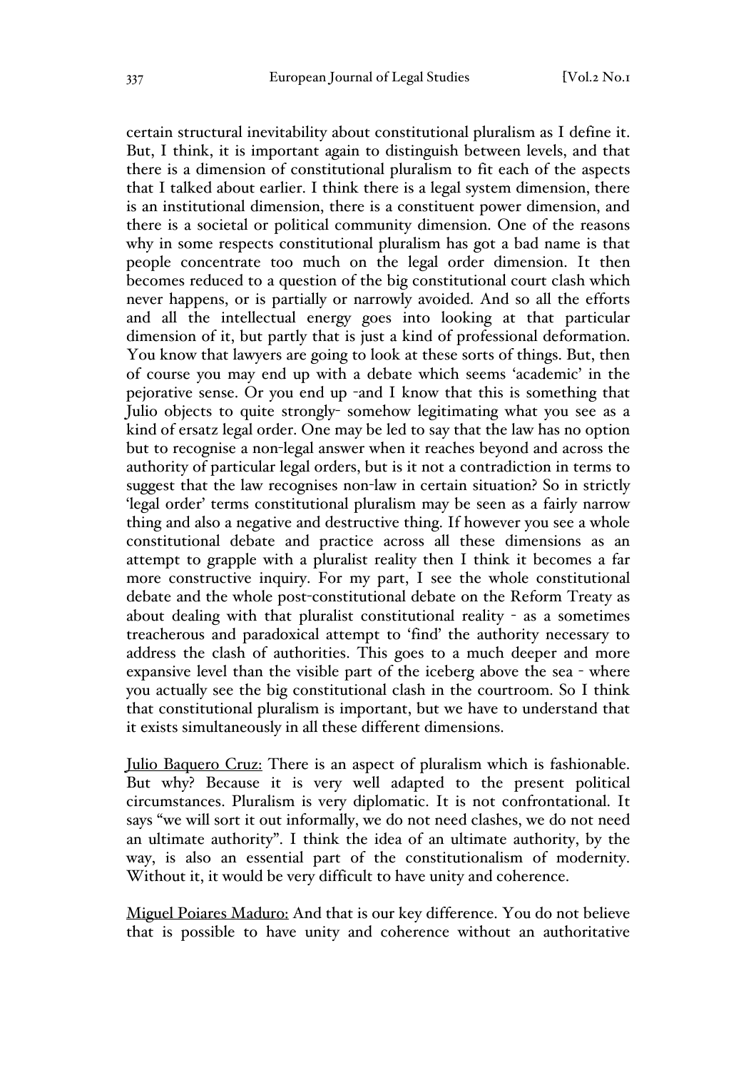certain structural inevitability about constitutional pluralism as I define it. But, I think, it is important again to distinguish between levels, and that there is a dimension of constitutional pluralism to fit each of the aspects that I talked about earlier. I think there is a legal system dimension, there is an institutional dimension, there is a constituent power dimension, and there is a societal or political community dimension. One of the reasons why in some respects constitutional pluralism has got a bad name is that people concentrate too much on the legal order dimension. It then becomes reduced to a question of the big constitutional court clash which never happens, or is partially or narrowly avoided. And so all the efforts and all the intellectual energy goes into looking at that particular dimension of it, but partly that is just a kind of professional deformation. You know that lawyers are going to look at these sorts of things. But, then of course you may end up with a debate which seems 'academic' in the pejorative sense. Or you end up -and I know that this is something that Julio objects to quite strongly- somehow legitimating what you see as a kind of ersatz legal order. One may be led to say that the law has no option but to recognise a non-legal answer when it reaches beyond and across the authority of particular legal orders, but is it not a contradiction in terms to suggest that the law recognises non-law in certain situation? So in strictly 'legal order' terms constitutional pluralism may be seen as a fairly narrow thing and also a negative and destructive thing. If however you see a whole constitutional debate and practice across all these dimensions as an attempt to grapple with a pluralist reality then I think it becomes a far more constructive inquiry. For my part, I see the whole constitutional debate and the whole post-constitutional debate on the Reform Treaty as about dealing with that pluralist constitutional reality - as a sometimes treacherous and paradoxical attempt to 'find' the authority necessary to address the clash of authorities. This goes to a much deeper and more expansive level than the visible part of the iceberg above the sea - where you actually see the big constitutional clash in the courtroom. So I think that constitutional pluralism is important, but we have to understand that it exists simultaneously in all these different dimensions.

Julio Baquero Cruz: There is an aspect of pluralism which is fashionable. But why? Because it is very well adapted to the present political circumstances. Pluralism is very diplomatic. It is not confrontational. It says "we will sort it out informally, we do not need clashes, we do not need an ultimate authority". I think the idea of an ultimate authority, by the way, is also an essential part of the constitutionalism of modernity. Without it, it would be very difficult to have unity and coherence.

Miguel Poiares Maduro: And that is our key difference. You do not believe that is possible to have unity and coherence without an authoritative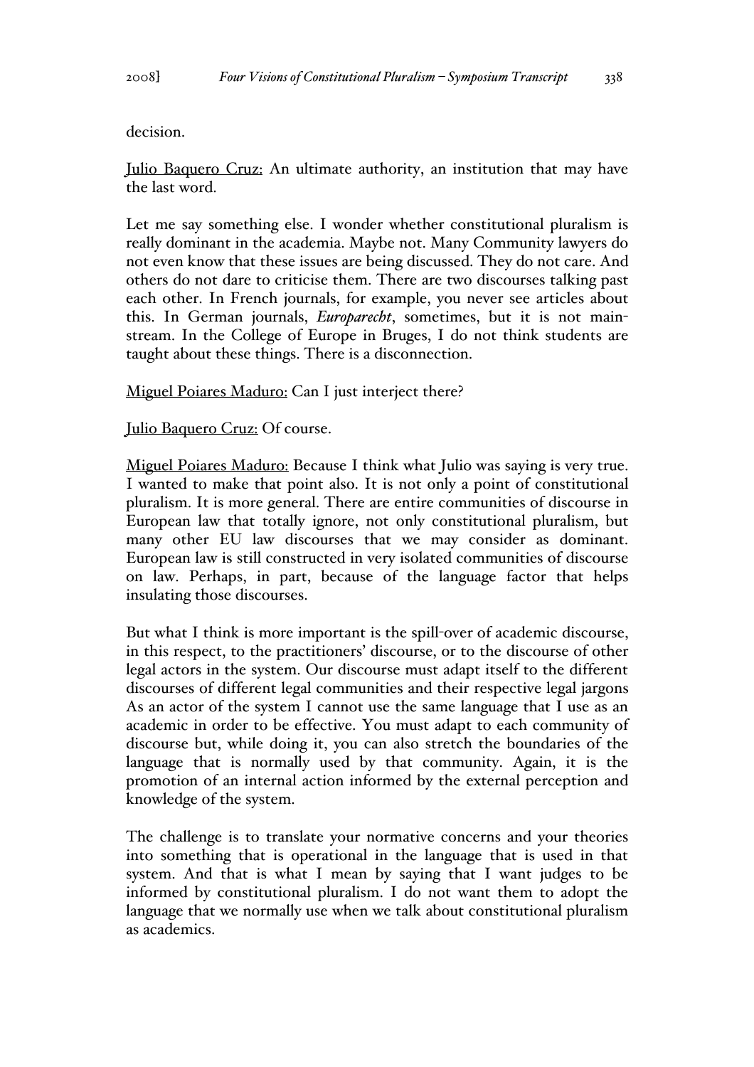decision.

Julio Baquero Cruz: An ultimate authority, an institution that may have the last word.

Let me say something else. I wonder whether constitutional pluralism is really dominant in the academia. Maybe not. Many Community lawyers do not even know that these issues are being discussed. They do not care. And others do not dare to criticise them. There are two discourses talking past each other. In French journals, for example, you never see articles about this. In German journals, *Europarecht*, sometimes, but it is not mainstream. In the College of Europe in Bruges, I do not think students are taught about these things. There is a disconnection.

Miguel Poiares Maduro: Can I just interject there?

Julio Baquero Cruz: Of course.

Miguel Poiares Maduro: Because I think what Julio was saying is very true. I wanted to make that point also. It is not only a point of constitutional pluralism. It is more general. There are entire communities of discourse in European law that totally ignore, not only constitutional pluralism, but many other EU law discourses that we may consider as dominant. European law is still constructed in very isolated communities of discourse on law. Perhaps, in part, because of the language factor that helps insulating those discourses.

But what I think is more important is the spill-over of academic discourse, in this respect, to the practitioners' discourse, or to the discourse of other legal actors in the system. Our discourse must adapt itself to the different discourses of different legal communities and their respective legal jargons As an actor of the system I cannot use the same language that I use as an academic in order to be effective. You must adapt to each community of discourse but, while doing it, you can also stretch the boundaries of the language that is normally used by that community. Again, it is the promotion of an internal action informed by the external perception and knowledge of the system.

The challenge is to translate your normative concerns and your theories into something that is operational in the language that is used in that system. And that is what I mean by saying that I want judges to be informed by constitutional pluralism. I do not want them to adopt the language that we normally use when we talk about constitutional pluralism as academics.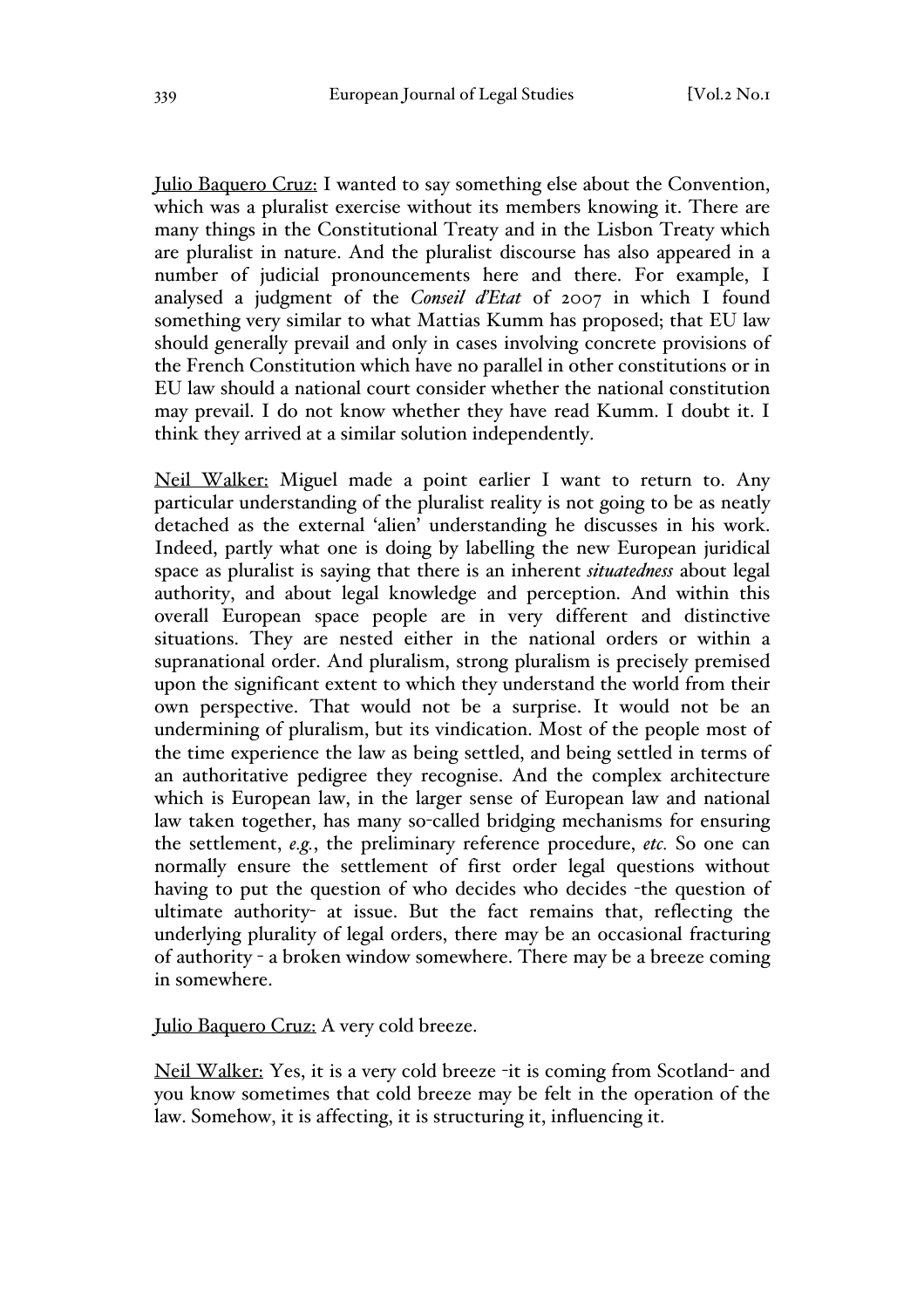Julio Baquero Cruz: I wanted to say something else about the Convention, which was a pluralist exercise without its members knowing it. There are many things in the Constitutional Treaty and in the Lisbon Treaty which are pluralist in nature. And the pluralist discourse has also appeared in a number of judicial pronouncements here and there. For example, I analysed a judgment of the *Conseil d'Etat* of 2007 in which I found something very similar to what Mattias Kumm has proposed; that EU law should generally prevail and only in cases involving concrete provisions of the French Constitution which have no parallel in other constitutions or in EU law should a national court consider whether the national constitution may prevail. I do not know whether they have read Kumm. I doubt it. I think they arrived at a similar solution independently.

Neil Walker: Miguel made a point earlier I want to return to. Any particular understanding of the pluralist reality is not going to be as neatly detached as the external 'alien' understanding he discusses in his work. Indeed, partly what one is doing by labelling the new European juridical space as pluralist is saying that there is an inherent *situatedness* about legal authority, and about legal knowledge and perception. And within this overall European space people are in very different and distinctive situations. They are nested either in the national orders or within a supranational order. And pluralism, strong pluralism is precisely premised upon the significant extent to which they understand the world from their own perspective. That would not be a surprise. It would not be an undermining of pluralism, but its vindication. Most of the people most of the time experience the law as being settled, and being settled in terms of an authoritative pedigree they recognise. And the complex architecture which is European law, in the larger sense of European law and national law taken together, has many so-called bridging mechanisms for ensuring the settlement, *e.g.*, the preliminary reference procedure, *etc.* So one can normally ensure the settlement of first order legal questions without having to put the question of who decides who decides -the question of ultimate authority- at issue. But the fact remains that, reflecting the underlying plurality of legal orders, there may be an occasional fracturing of authority - a broken window somewhere. There may be a breeze coming in somewhere.

Julio Baquero Cruz: A very cold breeze.

Neil Walker: Yes, it is a very cold breeze -it is coming from Scotland- and you know sometimes that cold breeze may be felt in the operation of the law. Somehow, it is affecting, it is structuring it, influencing it.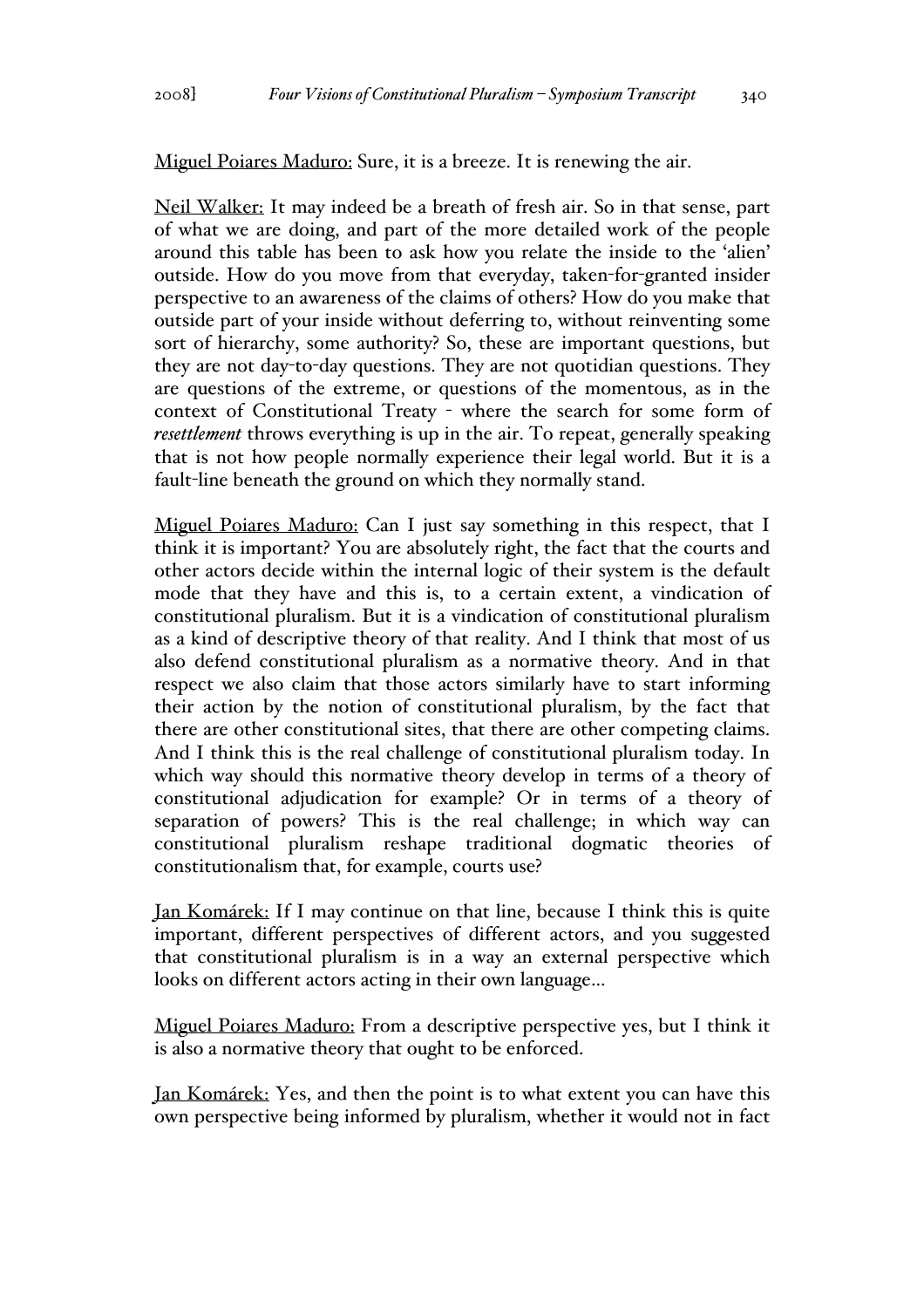Miguel Poiares Maduro: Sure, it is a breeze. It is renewing the air.

Neil Walker: It may indeed be a breath of fresh air. So in that sense, part of what we are doing, and part of the more detailed work of the people around this table has been to ask how you relate the inside to the 'alien' outside. How do you move from that everyday, taken-for-granted insider perspective to an awareness of the claims of others? How do you make that outside part of your inside without deferring to, without reinventing some sort of hierarchy, some authority? So, these are important questions, but they are not day-to-day questions. They are not quotidian questions. They are questions of the extreme, or questions of the momentous, as in the context of Constitutional Treaty - where the search for some form of *resettlement* throws everything is up in the air. To repeat, generally speaking that is not how people normally experience their legal world. But it is a fault-line beneath the ground on which they normally stand.

Miguel Poiares Maduro: Can I just say something in this respect, that I think it is important? You are absolutely right, the fact that the courts and other actors decide within the internal logic of their system is the default mode that they have and this is, to a certain extent, a vindication of constitutional pluralism. But it is a vindication of constitutional pluralism as a kind of descriptive theory of that reality. And I think that most of us also defend constitutional pluralism as a normative theory. And in that respect we also claim that those actors similarly have to start informing their action by the notion of constitutional pluralism, by the fact that there are other constitutional sites, that there are other competing claims. And I think this is the real challenge of constitutional pluralism today. In which way should this normative theory develop in terms of a theory of constitutional adjudication for example? Or in terms of a theory of separation of powers? This is the real challenge; in which way can constitutional pluralism reshape traditional dogmatic theories of constitutionalism that, for example, courts use?

Jan Komárek: If I may continue on that line, because I think this is quite important, different perspectives of different actors, and you suggested that constitutional pluralism is in a way an external perspective which looks on different actors acting in their own language…

Miguel Poiares Maduro: From a descriptive perspective yes, but I think it is also a normative theory that ought to be enforced.

Jan Komárek: Yes, and then the point is to what extent you can have this own perspective being informed by pluralism, whether it would not in fact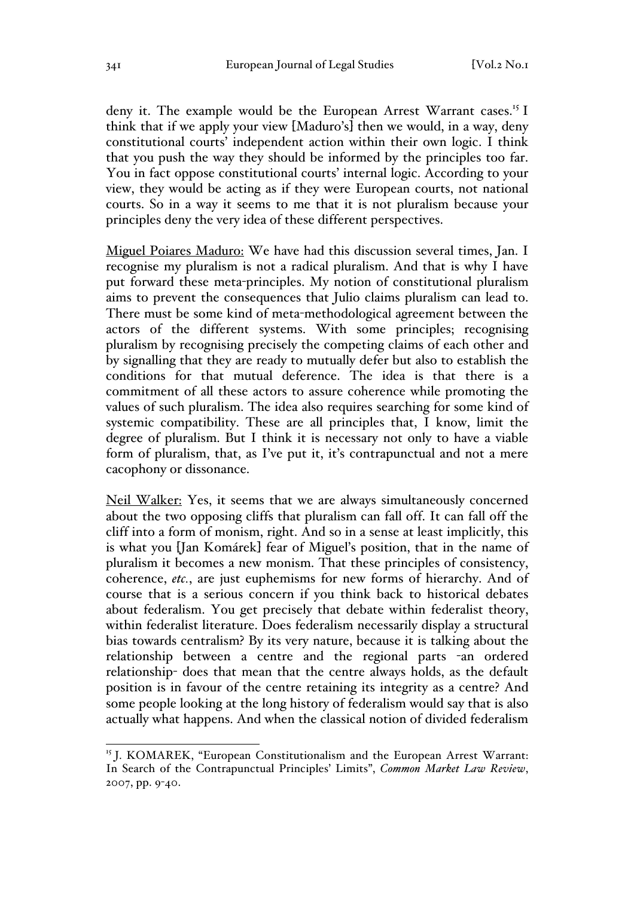deny it. The example would be the European Arrest Warrant cases.[15] I think that if we apply your view [Maduro's] then we would, in a way, deny constitutional courts' independent action within their own logic. I think that you push the way they should be informed by the principles too far. You in fact oppose constitutional courts' internal logic. According to your view, they would be acting as if they were European courts, not national courts. So in a way it seems to me that it is not pluralism because your principles deny the very idea of these different perspectives.

Miguel Poiares Maduro: We have had this discussion several times, Jan. I recognise my pluralism is not a radical pluralism. And that is why I have put forward these meta-principles. My notion of constitutional pluralism aims to prevent the consequences that Julio claims pluralism can lead to. There must be some kind of meta-methodological agreement between the actors of the different systems. With some principles; recognising pluralism by recognising precisely the competing claims of each other and by signalling that they are ready to mutually defer but also to establish the conditions for that mutual deference. The idea is that there is a commitment of all these actors to assure coherence while promoting the values of such pluralism. The idea also requires searching for some kind of systemic compatibility. These are all principles that, I know, limit the degree of pluralism. But I think it is necessary not only to have a viable form of pluralism, that, as I've put it, it's contrapunctual and not a mere cacophony or dissonance.

Neil Walker: Yes, it seems that we are always simultaneously concerned about the two opposing cliffs that pluralism can fall off. It can fall off the cliff into a form of monism, right. And so in a sense at least implicitly, this is what you [Jan Komárek] fear of Miguel's position, that in the name of pluralism it becomes a new monism. That these principles of consistency, coherence, *etc.*, are just euphemisms for new forms of hierarchy. And of course that is a serious concern if you think back to historical debates about federalism. You get precisely that debate within federalist theory, within federalist literature. Does federalism necessarily display a structural bias towards centralism? By its very nature, because it is talking about the relationship between a centre and the regional parts -an ordered relationship- does that mean that the centre always holds, as the default position is in favour of the centre retaining its integrity as a centre? And some people looking at the long history of federalism would say that is also actually what happens. And when the classical notion of divided federalism

[15] J. KOMAREK, "European Constitutionalism and the European Arrest Warrant: In Search of the Contrapunctual Principles' Limits", *Common Market Law Review*, 2007, pp. 9-40.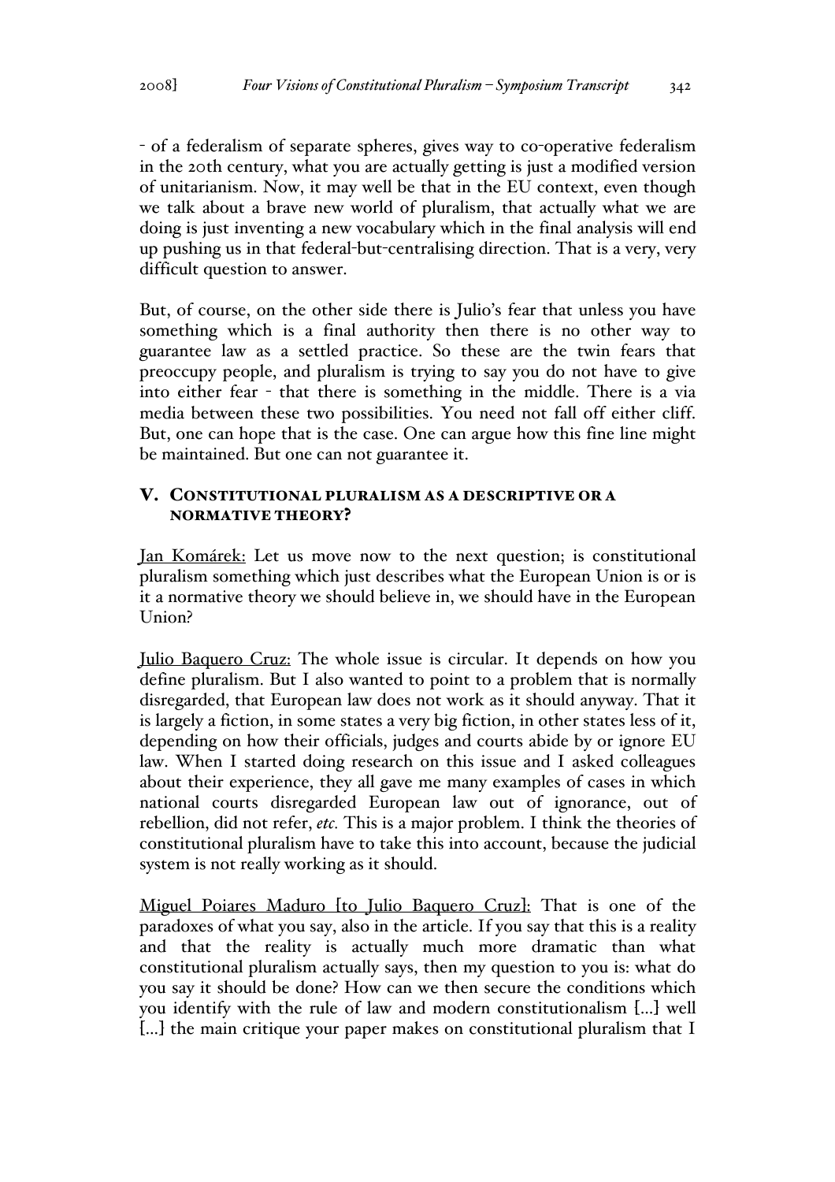- of a federalism of separate spheres, gives way to co-operative federalism in the 20th century, what you are actually getting is just a modified version of unitarianism. Now, it may well be that in the EU context, even though we talk about a brave new world of pluralism, that actually what we are doing is just inventing a new vocabulary which in the final analysis will end up pushing us in that federal-but-centralising direction. That is a very, very difficult question to answer.

But, of course, on the other side there is Julio's fear that unless you have something which is a final authority then there is no other way to guarantee law as a settled practice. So these are the twin fears that preoccupy people, and pluralism is trying to say you do not have to give into either fear - that there is something in the middle. There is a via media between these two possibilities. You need not fall off either cliff. But, one can hope that is the case. One can argue how this fine line might be maintained. But one can not guarantee it.

## V. Constitutional pluralism as a descriptive or a normative theory?

Jan Komárek: Let us move now to the next question; is constitutional pluralism something which just describes what the European Union is or is it a normative theory we should believe in, we should have in the European Union?

Julio Baquero Cruz: The whole issue is circular. It depends on how you define pluralism. But I also wanted to point to a problem that is normally disregarded, that European law does not work as it should anyway. That it is largely a fiction, in some states a very big fiction, in other states less of it, depending on how their officials, judges and courts abide by or ignore EU law. When I started doing research on this issue and I asked colleagues about their experience, they all gave me many examples of cases in which national courts disregarded European law out of ignorance, out of rebellion, did not refer, *etc.* This is a major problem. I think the theories of constitutional pluralism have to take this into account, because the judicial system is not really working as it should.

Miguel Poiares Maduro [to Julio Baquero Cruz]: That is one of the paradoxes of what you say, also in the article. If you say that this is a reality and that the reality is actually much more dramatic than what constitutional pluralism actually says, then my question to you is: what do you say it should be done? How can we then secure the conditions which you identify with the rule of law and modern constitutionalism [...] well [...] the main critique your paper makes on constitutional pluralism that I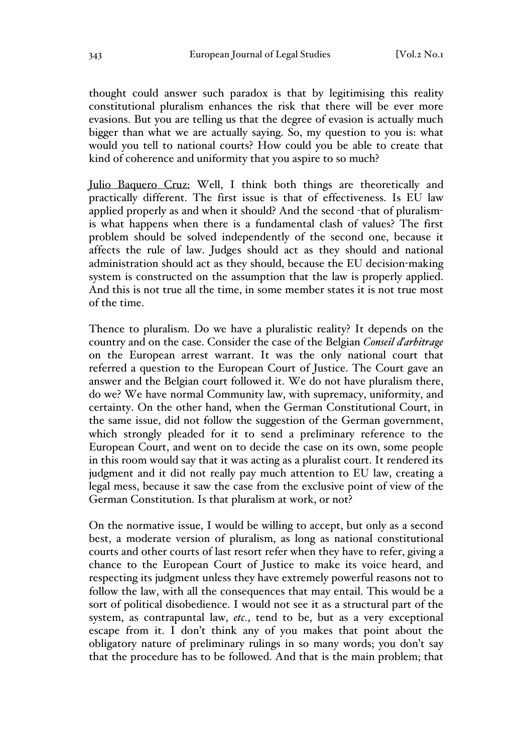thought could answer such paradox is that by legitimising this reality constitutional pluralism enhances the risk that there will be ever more evasions. But you are telling us that the degree of evasion is actually much bigger than what we are actually saying. So, my question to you is: what would you tell to national courts? How could you be able to create that kind of coherence and uniformity that you aspire to so much?

<u>Julio Baquero Cruz:</u> Well, I think both things are theoretically and practically different. The first issue is that of effectiveness. Is EU law applied properly as and when it should? And the second -that of pluralism- is what happens when there is a fundamental clash of values? The first problem should be solved independently of the second one, because it affects the rule of law. Judges should act as they should and national administration should act as they should, because the EU decision-making system is constructed on the assumption that the law is properly applied. And this is not true all the time, in some member states it is not true most of the time.

Thence to pluralism. Do we have a pluralistic reality? It depends on the country and on the case. Consider the case of the Belgian *Conseil d'arbitrage* on the European arrest warrant. It was the only national court that referred a question to the European Court of Justice. The Court gave an answer and the Belgian court followed it. We do not have pluralism there, do we? We have normal Community law, with supremacy, uniformity, and certainty. On the other hand, when the German Constitutional Court, in the same issue, did not follow the suggestion of the German government, which strongly pleaded for it to send a preliminary reference to the European Court, and went on to decide the case on its own, some people in this room would say that it was acting as a pluralist court. It rendered its judgment and it did not really pay much attention to EU law, creating a legal mess, because it saw the case from the exclusive point of view of the German Constitution. Is that pluralism at work, or not?

On the normative issue, I would be willing to accept, but only as a second best, a moderate version of pluralism, as long as national constitutional courts and other courts of last resort refer when they have to refer, giving a chance to the European Court of Justice to make its voice heard, and respecting its judgment unless they have extremely powerful reasons not to follow the law, with all the consequences that may entail. This would be a sort of political disobedience. I would not see it as a structural part of the system, as contrapuntal law, *etc.*, tend to be, but as a very exceptional escape from it. I don't think any of you makes that point about the obligatory nature of preliminary rulings in so many words; you don't say that the procedure has to be followed. And that is the main problem; that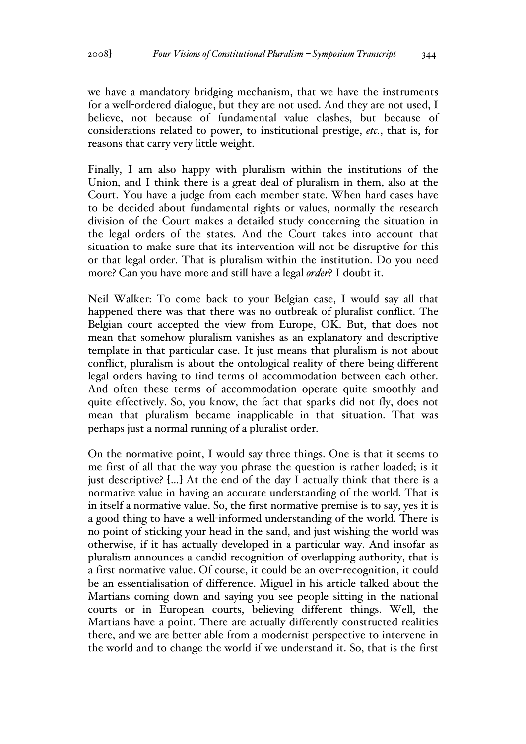we have a mandatory bridging mechanism, that we have the instruments for a well-ordered dialogue, but they are not used. And they are not used, I believe, not because of fundamental value clashes, but because of considerations related to power, to institutional prestige, *etc.*, that is, for reasons that carry very little weight.

Finally, I am also happy with pluralism within the institutions of the Union, and I think there is a great deal of pluralism in them, also at the Court. You have a judge from each member state. When hard cases have to be decided about fundamental rights or values, normally the research division of the Court makes a detailed study concerning the situation in the legal orders of the states. And the Court takes into account that situation to make sure that its intervention will not be disruptive for this or that legal order. That is pluralism within the institution. Do you need more? Can you have more and still have a legal *order*? I doubt it.

<u>Neil Walker:</u> To come back to your Belgian case, I would say all that happened there was that there was no outbreak of pluralist conflict. The Belgian court accepted the view from Europe, OK. But, that does not mean that somehow pluralism vanishes as an explanatory and descriptive template in that particular case. It just means that pluralism is not about conflict, pluralism is about the ontological reality of there being different legal orders having to find terms of accommodation between each other. And often these terms of accommodation operate quite smoothly and quite effectively. So, you know, the fact that sparks did not fly, does not mean that pluralism became inapplicable in that situation. That was perhaps just a normal running of a pluralist order.

On the normative point, I would say three things. One is that it seems to me first of all that the way you phrase the question is rather loaded; is it just descriptive? [...] At the end of the day I actually think that there is a normative value in having an accurate understanding of the world. That is in itself a normative value. So, the first normative premise is to say, yes it is a good thing to have a well-informed understanding of the world. There is no point of sticking your head in the sand, and just wishing the world was otherwise, if it has actually developed in a particular way. And insofar as pluralism announces a candid recognition of overlapping authority, that is a first normative value. Of course, it could be an over-recognition, it could be an essentialisation of difference. Miguel in his article talked about the Martians coming down and saying you see people sitting in the national courts or in European courts, believing different things. Well, the Martians have a point. There are actually differently constructed realities there, and we are better able from a modernist perspective to intervene in the world and to change the world if we understand it. So, that is the first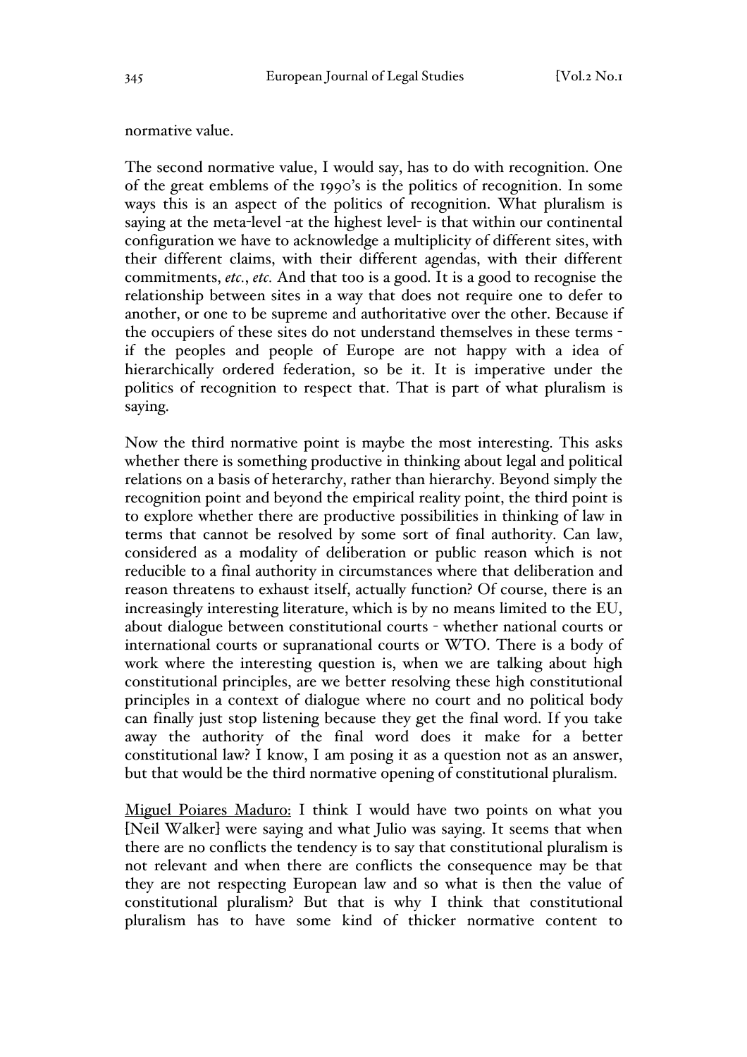normative value.

The second normative value, I would say, has to do with recognition. One of the great emblems of the 1990's is the politics of recognition. In some ways this is an aspect of the politics of recognition. What pluralism is saying at the meta-level -at the highest level- is that within our continental configuration we have to acknowledge a multiplicity of different sites, with their different claims, with their different agendas, with their different commitments, *etc.*, *etc.* And that too is a good. It is a good to recognise the relationship between sites in a way that does not require one to defer to another, or one to be supreme and authoritative over the other. Because if the occupiers of these sites do not understand themselves in these terms - if the peoples and people of Europe are not happy with a idea of hierarchically ordered federation, so be it. It is imperative under the politics of recognition to respect that. That is part of what pluralism is saying.

Now the third normative point is maybe the most interesting. This asks whether there is something productive in thinking about legal and political relations on a basis of heterarchy, rather than hierarchy. Beyond simply the recognition point and beyond the empirical reality point, the third point is to explore whether there are productive possibilities in thinking of law in terms that cannot be resolved by some sort of final authority. Can law, considered as a modality of deliberation or public reason which is not reducible to a final authority in circumstances where that deliberation and reason threatens to exhaust itself, actually function? Of course, there is an increasingly interesting literature, which is by no means limited to the EU, about dialogue between constitutional courts - whether national courts or international courts or supranational courts or WTO. There is a body of work where the interesting question is, when we are talking about high constitutional principles, are we better resolving these high constitutional principles in a context of dialogue where no court and no political body can finally just stop listening because they get the final word. If you take away the authority of the final word does it make for a better constitutional law? I know, I am posing it as a question not as an answer, but that would be the third normative opening of constitutional pluralism.

Miguel Poiares Maduro: I think I would have two points on what you [Neil Walker] were saying and what Julio was saying. It seems that when there are no conflicts the tendency is to say that constitutional pluralism is not relevant and when there are conflicts the consequence may be that they are not respecting European law and so what is then the value of constitutional pluralism? But that is why I think that constitutional pluralism has to have some kind of thicker normative content to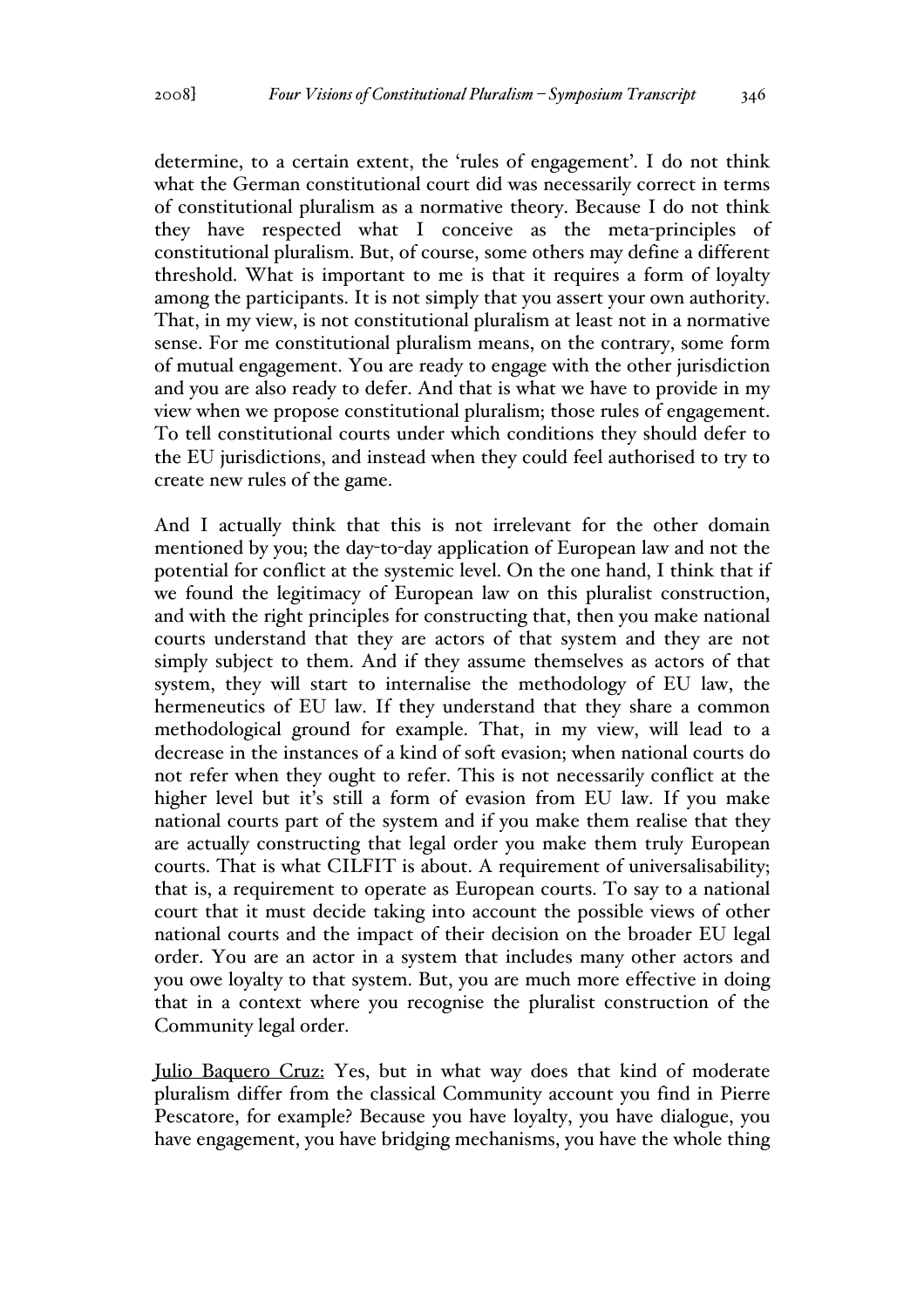determine, to a certain extent, the 'rules of engagement'. I do not think what the German constitutional court did was necessarily correct in terms of constitutional pluralism as a normative theory. Because I do not think they have respected what I conceive as the meta-principles of constitutional pluralism. But, of course, some others may define a different threshold. What is important to me is that it requires a form of loyalty among the participants. It is not simply that you assert your own authority. That, in my view, is not constitutional pluralism at least not in a normative sense. For me constitutional pluralism means, on the contrary, some form of mutual engagement. You are ready to engage with the other jurisdiction and you are also ready to defer. And that is what we have to provide in my view when we propose constitutional pluralism; those rules of engagement. To tell constitutional courts under which conditions they should defer to the EU jurisdictions, and instead when they could feel authorised to try to create new rules of the game.

And I actually think that this is not irrelevant for the other domain mentioned by you; the day-to-day application of European law and not the potential for conflict at the systemic level. On the one hand, I think that if we found the legitimacy of European law on this pluralist construction, and with the right principles for constructing that, then you make national courts understand that they are actors of that system and they are not simply subject to them. And if they assume themselves as actors of that system, they will start to internalise the methodology of EU law, the hermeneutics of EU law. If they understand that they share a common methodological ground for example. That, in my view, will lead to a decrease in the instances of a kind of soft evasion; when national courts do not refer when they ought to refer. This is not necessarily conflict at the higher level but it's still a form of evasion from EU law. If you make national courts part of the system and if you make them realise that they are actually constructing that legal order you make them truly European courts. That is what CILFIT is about. A requirement of universalisability; that is, a requirement to operate as European courts. To say to a national court that it must decide taking into account the possible views of other national courts and the impact of their decision on the broader EU legal order. You are an actor in a system that includes many other actors and you owe loyalty to that system. But, you are much more effective in doing that in a context where you recognise the pluralist construction of the Community legal order.

Julio Baquero Cruz: Yes, but in what way does that kind of moderate pluralism differ from the classical Community account you find in Pierre Pescatore, for example? Because you have loyalty, you have dialogue, you have engagement, you have bridging mechanisms, you have the whole thing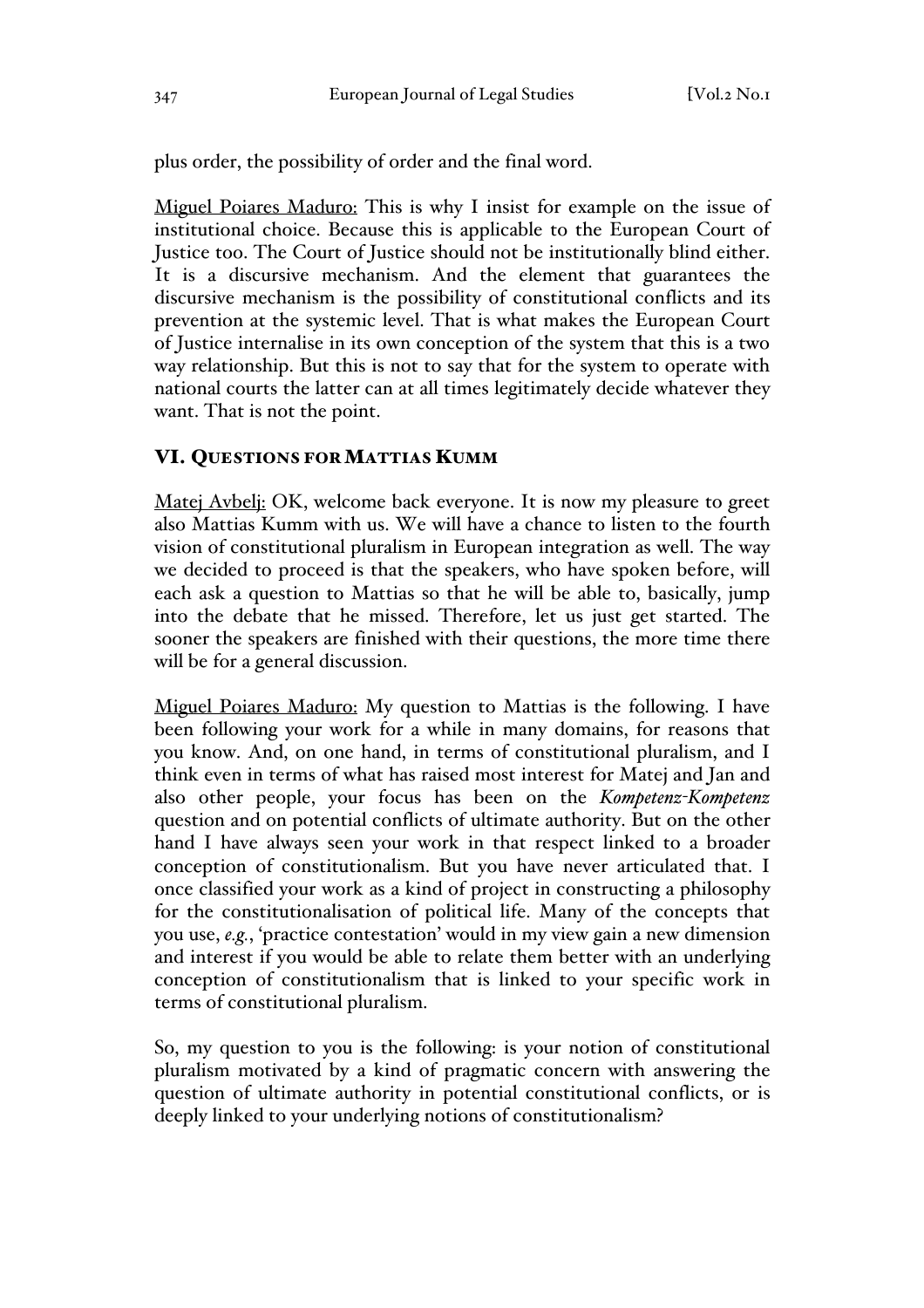plus order, the possibility of order and the final word.

Miguel Poiares Maduro: This is why I insist for example on the issue of institutional choice. Because this is applicable to the European Court of Justice too. The Court of Justice should not be institutionally blind either. It is a discursive mechanism. And the element that guarantees the discursive mechanism is the possibility of constitutional conflicts and its prevention at the systemic level. That is what makes the European Court of Justice internalise in its own conception of the system that this is a two way relationship. But this is not to say that for the system to operate with national courts the latter can at all times legitimately decide whatever they want. That is not the point.

## VI. QUESTIONS FOR MATTIAS KUMM

Matej Avbelj: OK, welcome back everyone. It is now my pleasure to greet also Mattias Kumm with us. We will have a chance to listen to the fourth vision of constitutional pluralism in European integration as well. The way we decided to proceed is that the speakers, who have spoken before, will each ask a question to Mattias so that he will be able to, basically, jump into the debate that he missed. Therefore, let us just get started. The sooner the speakers are finished with their questions, the more time there will be for a general discussion.

Miguel Poiares Maduro: My question to Mattias is the following. I have been following your work for a while in many domains, for reasons that you know. And, on one hand, in terms of constitutional pluralism, and I think even in terms of what has raised most interest for Matej and Jan and also other people, your focus has been on the *Kompetenz-Kompetenz* question and on potential conflicts of ultimate authority. But on the other hand I have always seen your work in that respect linked to a broader conception of constitutionalism. But you have never articulated that. I once classified your work as a kind of project in constructing a philosophy for the constitutionalisation of political life. Many of the concepts that you use, *e.g.*, 'practice contestation' would in my view gain a new dimension and interest if you would be able to relate them better with an underlying conception of constitutionalism that is linked to your specific work in terms of constitutional pluralism.

So, my question to you is the following: is your notion of constitutional pluralism motivated by a kind of pragmatic concern with answering the question of ultimate authority in potential constitutional conflicts, or is deeply linked to your underlying notions of constitutionalism?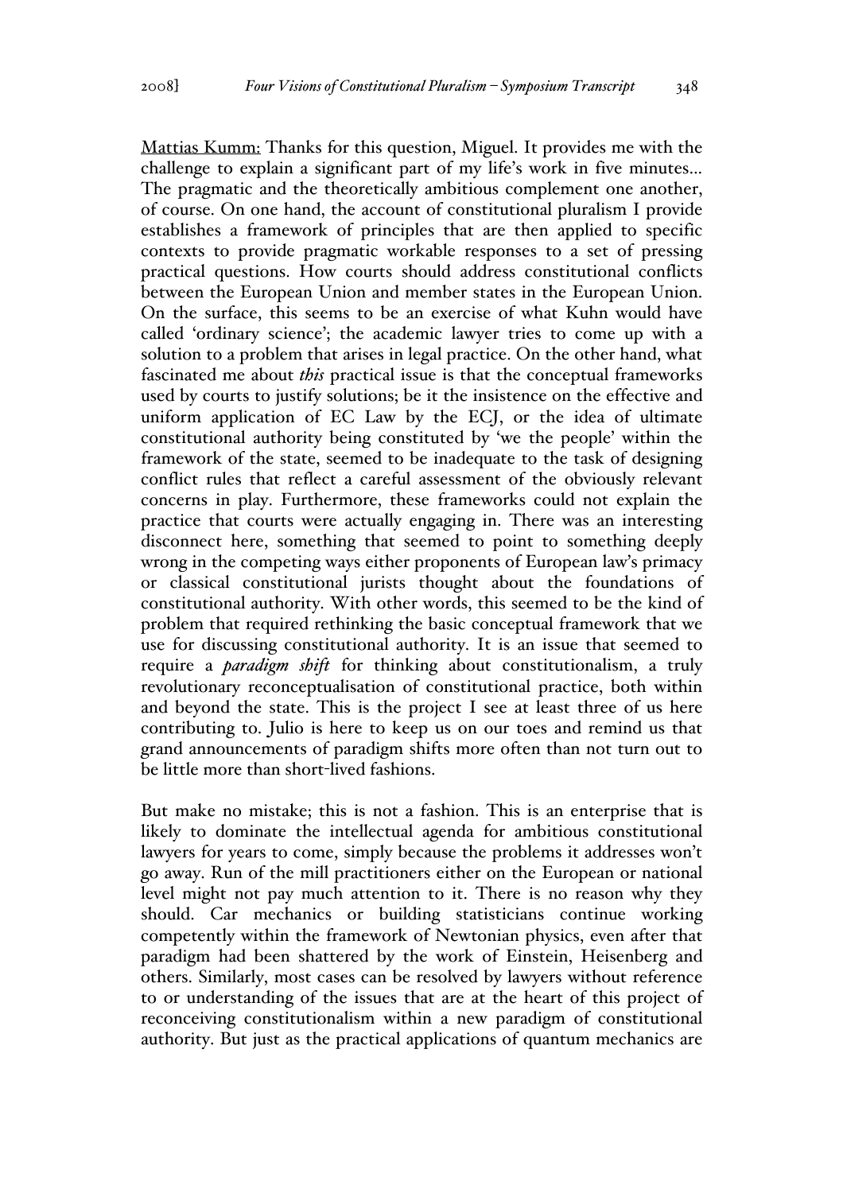Mattias Kumm: Thanks for this question, Miguel. It provides me with the challenge to explain a significant part of my life's work in five minutes… The pragmatic and the theoretically ambitious complement one another, of course. On one hand, the account of constitutional pluralism I provide establishes a framework of principles that are then applied to specific contexts to provide pragmatic workable responses to a set of pressing practical questions. How courts should address constitutional conflicts between the European Union and member states in the European Union. On the surface, this seems to be an exercise of what Kuhn would have called 'ordinary science'; the academic lawyer tries to come up with a solution to a problem that arises in legal practice. On the other hand, what fascinated me about *this* practical issue is that the conceptual frameworks used by courts to justify solutions; be it the insistence on the effective and uniform application of EC Law by the ECJ, or the idea of ultimate constitutional authority being constituted by 'we the people' within the framework of the state, seemed to be inadequate to the task of designing conflict rules that reflect a careful assessment of the obviously relevant concerns in play. Furthermore, these frameworks could not explain the practice that courts were actually engaging in. There was an interesting disconnect here, something that seemed to point to something deeply wrong in the competing ways either proponents of European law's primacy or classical constitutional jurists thought about the foundations of constitutional authority. With other words, this seemed to be the kind of problem that required rethinking the basic conceptual framework that we use for discussing constitutional authority. It is an issue that seemed to require a *paradigm shift* for thinking about constitutionalism, a truly revolutionary reconceptualisation of constitutional practice, both within and beyond the state. This is the project I see at least three of us here contributing to. Julio is here to keep us on our toes and remind us that grand announcements of paradigm shifts more often than not turn out to be little more than short-lived fashions.

But make no mistake; this is not a fashion. This is an enterprise that is likely to dominate the intellectual agenda for ambitious constitutional lawyers for years to come, simply because the problems it addresses won't go away. Run of the mill practitioners either on the European or national level might not pay much attention to it. There is no reason why they should. Car mechanics or building statisticians continue working competently within the framework of Newtonian physics, even after that paradigm had been shattered by the work of Einstein, Heisenberg and others. Similarly, most cases can be resolved by lawyers without reference to or understanding of the issues that are at the heart of this project of reconceiving constitutionalism within a new paradigm of constitutional authority. But just as the practical applications of quantum mechanics are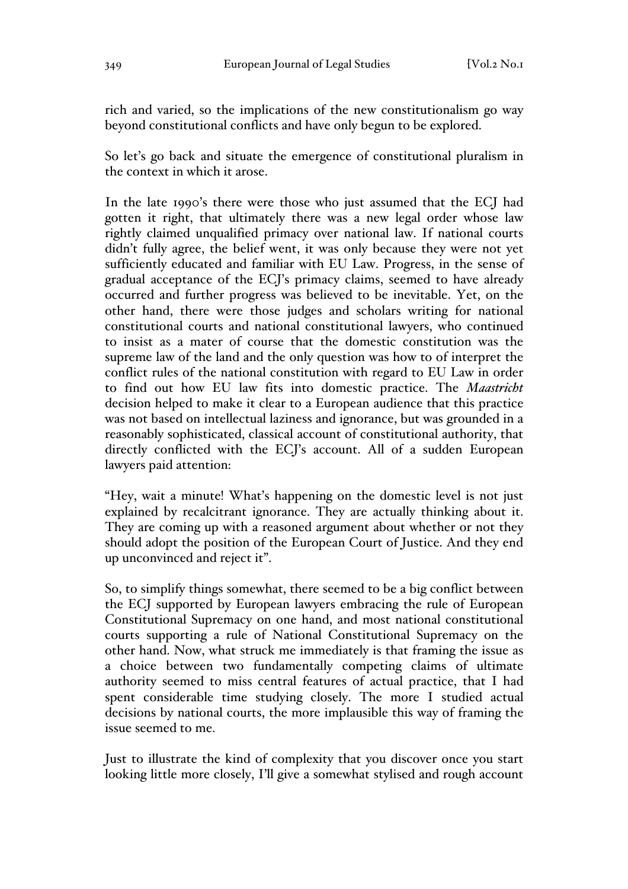rich and varied, so the implications of the new constitutionalism go way beyond constitutional conflicts and have only begun to be explored.

So let's go back and situate the emergence of constitutional pluralism in the context in which it arose.

In the late 1990's there were those who just assumed that the ECJ had gotten it right, that ultimately there was a new legal order whose law rightly claimed unqualified primacy over national law. If national courts didn't fully agree, the belief went, it was only because they were not yet sufficiently educated and familiar with EU Law. Progress, in the sense of gradual acceptance of the ECJ's primacy claims, seemed to have already occurred and further progress was believed to be inevitable. Yet, on the other hand, there were those judges and scholars writing for national constitutional courts and national constitutional lawyers, who continued to insist as a mater of course that the domestic constitution was the supreme law of the land and the only question was how to of interpret the conflict rules of the national constitution with regard to EU Law in order to find out how EU law fits into domestic practice. The *Maastricht* decision helped to make it clear to a European audience that this practice was not based on intellectual laziness and ignorance, but was grounded in a reasonably sophisticated, classical account of constitutional authority, that directly conflicted with the ECJ's account. All of a sudden European lawyers paid attention:

"Hey, wait a minute! What's happening on the domestic level is not just explained by recalcitrant ignorance. They are actually thinking about it. They are coming up with a reasoned argument about whether or not they should adopt the position of the European Court of Justice. And they end up unconvinced and reject it".

So, to simplify things somewhat, there seemed to be a big conflict between the ECJ supported by European lawyers embracing the rule of European Constitutional Supremacy on one hand, and most national constitutional courts supporting a rule of National Constitutional Supremacy on the other hand. Now, what struck me immediately is that framing the issue as a choice between two fundamentally competing claims of ultimate authority seemed to miss central features of actual practice, that I had spent considerable time studying closely. The more I studied actual decisions by national courts, the more implausible this way of framing the issue seemed to me.

Just to illustrate the kind of complexity that you discover once you start looking little more closely, I'll give a somewhat stylised and rough account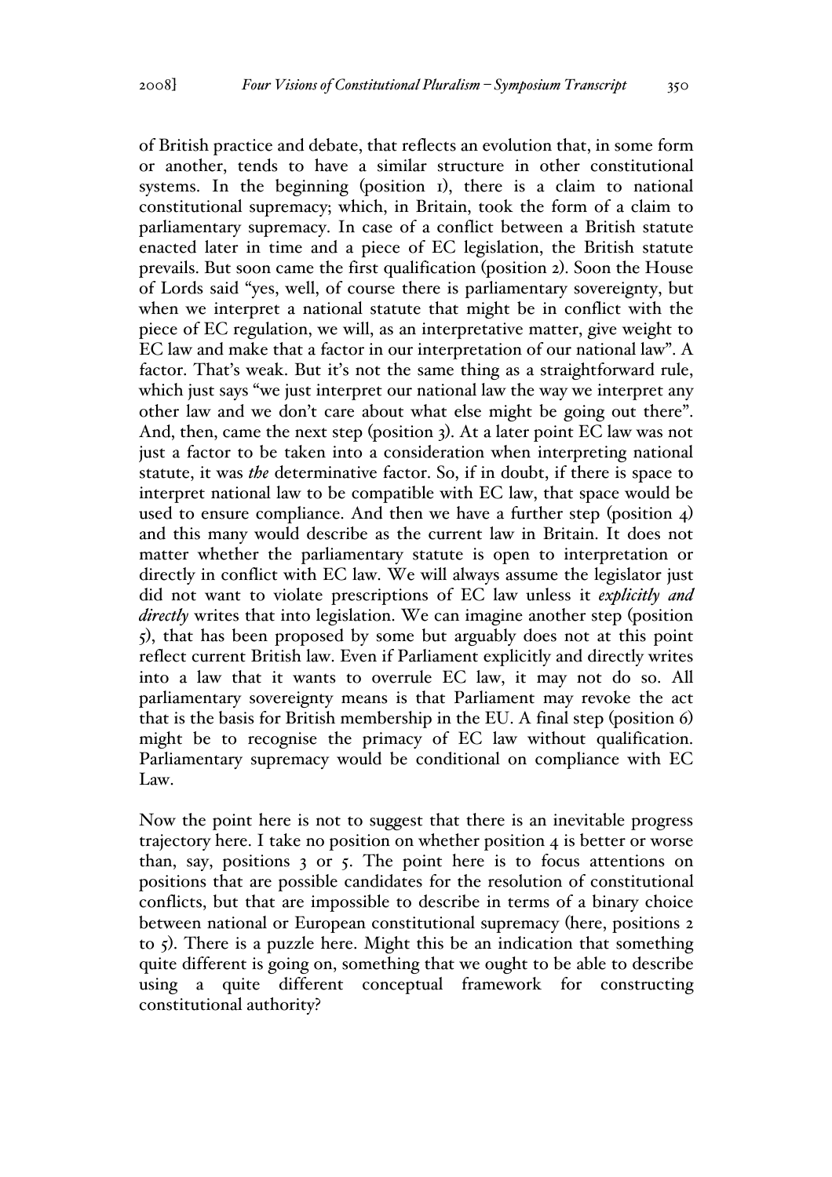of British practice and debate, that reflects an evolution that, in some form or another, tends to have a similar structure in other constitutional systems. In the beginning (position 1), there is a claim to national constitutional supremacy; which, in Britain, took the form of a claim to parliamentary supremacy. In case of a conflict between a British statute enacted later in time and a piece of EC legislation, the British statute prevails. But soon came the first qualification (position 2). Soon the House of Lords said "yes, well, of course there is parliamentary sovereignty, but when we interpret a national statute that might be in conflict with the piece of EC regulation, we will, as an interpretative matter, give weight to EC law and make that a factor in our interpretation of our national law". A factor. That's weak. But it's not the same thing as a straightforward rule, which just says "we just interpret our national law the way we interpret any other law and we don't care about what else might be going out there". And, then, came the next step (position 3). At a later point EC law was not just a factor to be taken into a consideration when interpreting national statute, it was *the* determinative factor. So, if in doubt, if there is space to interpret national law to be compatible with EC law, that space would be used to ensure compliance. And then we have a further step (position 4) and this many would describe as the current law in Britain. It does not matter whether the parliamentary statute is open to interpretation or directly in conflict with EC law. We will always assume the legislator just did not want to violate prescriptions of EC law unless it *explicitly and directly* writes that into legislation. We can imagine another step (position 5), that has been proposed by some but arguably does not at this point reflect current British law. Even if Parliament explicitly and directly writes into a law that it wants to overrule EC law, it may not do so. All parliamentary sovereignty means is that Parliament may revoke the act that is the basis for British membership in the EU. A final step (position 6) might be to recognise the primacy of EC law without qualification. Parliamentary supremacy would be conditional on compliance with EC Law.

Now the point here is not to suggest that there is an inevitable progress trajectory here. I take no position on whether position 4 is better or worse than, say, positions 3 or 5. The point here is to focus attentions on positions that are possible candidates for the resolution of constitutional conflicts, but that are impossible to describe in terms of a binary choice between national or European constitutional supremacy (here, positions 2 to 5). There is a puzzle here. Might this be an indication that something quite different is going on, something that we ought to be able to describe using a quite different conceptual framework for constructing constitutional authority?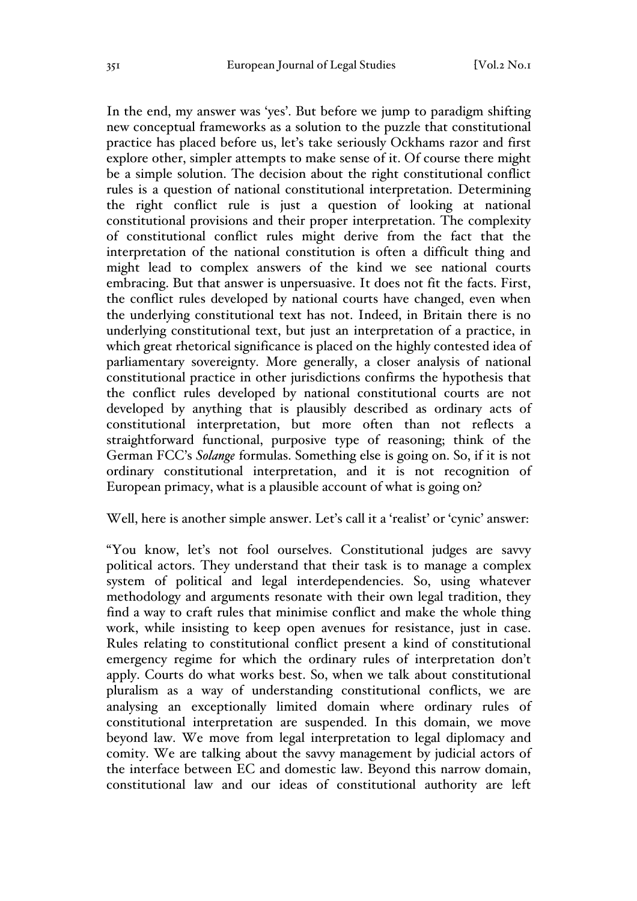In the end, my answer was 'yes'. But before we jump to paradigm shifting new conceptual frameworks as a solution to the puzzle that constitutional practice has placed before us, let's take seriously Ockhams razor and first explore other, simpler attempts to make sense of it. Of course there might be a simple solution. The decision about the right constitutional conflict rules is a question of national constitutional interpretation. Determining the right conflict rule is just a question of looking at national constitutional provisions and their proper interpretation. The complexity of constitutional conflict rules might derive from the fact that the interpretation of the national constitution is often a difficult thing and might lead to complex answers of the kind we see national courts embracing. But that answer is unpersuasive. It does not fit the facts. First, the conflict rules developed by national courts have changed, even when the underlying constitutional text has not. Indeed, in Britain there is no underlying constitutional text, but just an interpretation of a practice, in which great rhetorical significance is placed on the highly contested idea of parliamentary sovereignty. More generally, a closer analysis of national constitutional practice in other jurisdictions confirms the hypothesis that the conflict rules developed by national constitutional courts are not developed by anything that is plausibly described as ordinary acts of constitutional interpretation, but more often than not reflects a straightforward functional, purposive type of reasoning; think of the German FCC's *Solange* formulas. Something else is going on. So, if it is not ordinary constitutional interpretation, and it is not recognition of European primacy, what is a plausible account of what is going on?

Well, here is another simple answer. Let's call it a 'realist' or 'cynic' answer:

"You know, let's not fool ourselves. Constitutional judges are savvy political actors. They understand that their task is to manage a complex system of political and legal interdependencies. So, using whatever methodology and arguments resonate with their own legal tradition, they find a way to craft rules that minimise conflict and make the whole thing work, while insisting to keep open avenues for resistance, just in case. Rules relating to constitutional conflict present a kind of constitutional emergency regime for which the ordinary rules of interpretation don't apply. Courts do what works best. So, when we talk about constitutional pluralism as a way of understanding constitutional conflicts, we are analysing an exceptionally limited domain where ordinary rules of constitutional interpretation are suspended. In this domain, we move beyond law. We move from legal interpretation to legal diplomacy and comity. We are talking about the savvy management by judicial actors of the interface between EC and domestic law. Beyond this narrow domain, constitutional law and our ideas of constitutional authority are left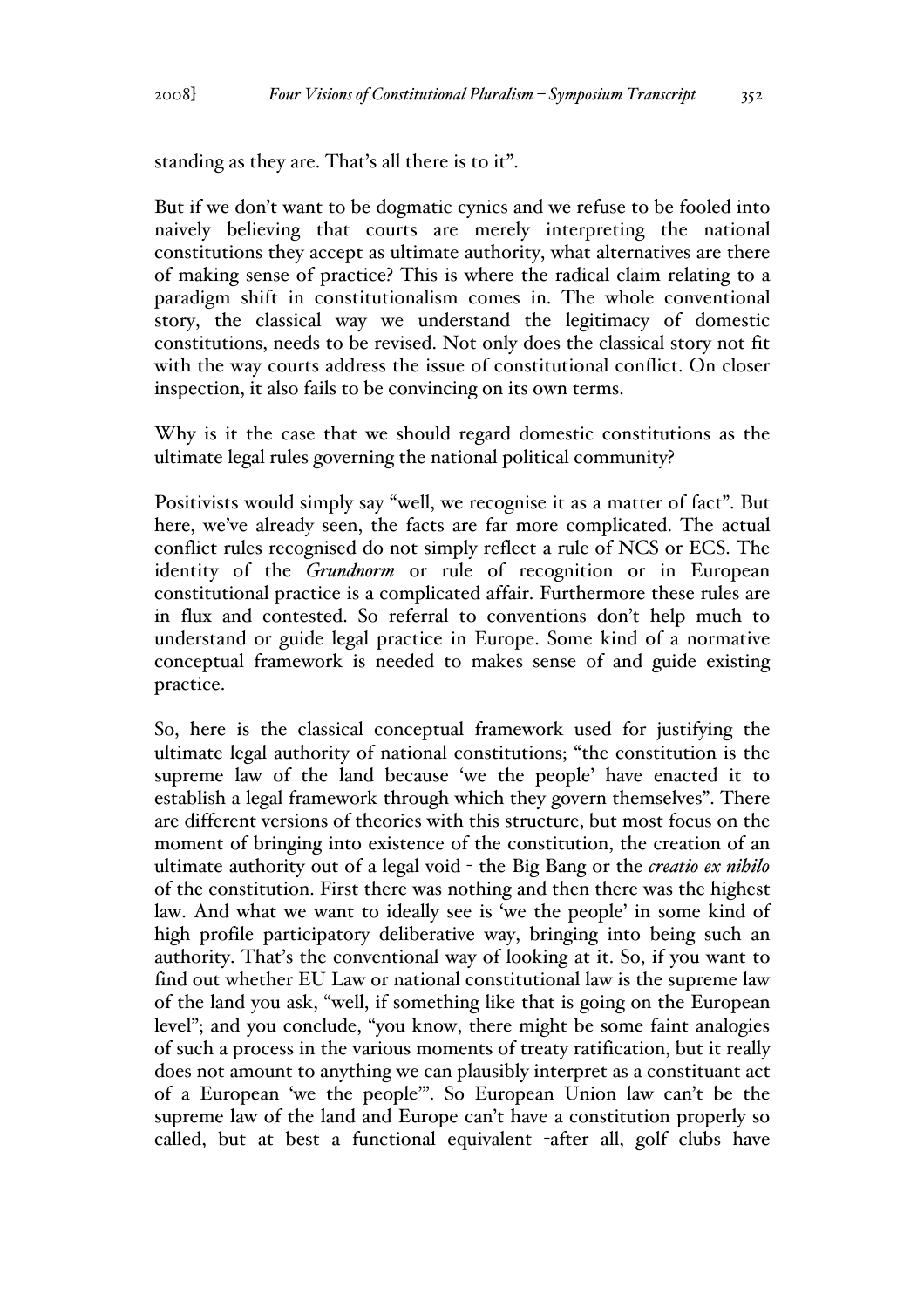standing as they are. That's all there is to it".

But if we don't want to be dogmatic cynics and we refuse to be fooled into naively believing that courts are merely interpreting the national constitutions they accept as ultimate authority, what alternatives are there of making sense of practice? This is where the radical claim relating to a paradigm shift in constitutionalism comes in. The whole conventional story, the classical way we understand the legitimacy of domestic constitutions, needs to be revised. Not only does the classical story not fit with the way courts address the issue of constitutional conflict. On closer inspection, it also fails to be convincing on its own terms.

Why is it the case that we should regard domestic constitutions as the ultimate legal rules governing the national political community?

Positivists would simply say "well, we recognise it as a matter of fact". But here, we've already seen, the facts are far more complicated. The actual conflict rules recognised do not simply reflect a rule of NCS or ECS. The identity of the *Grundnorm* or rule of recognition or in European constitutional practice is a complicated affair. Furthermore these rules are in flux and contested. So referral to conventions don't help much to understand or guide legal practice in Europe. Some kind of a normative conceptual framework is needed to makes sense of and guide existing practice.

So, here is the classical conceptual framework used for justifying the ultimate legal authority of national constitutions; "the constitution is the supreme law of the land because 'we the people' have enacted it to establish a legal framework through which they govern themselves". There are different versions of theories with this structure, but most focus on the moment of bringing into existence of the constitution, the creation of an ultimate authority out of a legal void - the Big Bang or the *creatio ex nihilo* of the constitution. First there was nothing and then there was the highest law. And what we want to ideally see is 'we the people' in some kind of high profile participatory deliberative way, bringing into being such an authority. That's the conventional way of looking at it. So, if you want to find out whether EU Law or national constitutional law is the supreme law of the land you ask, "well, if something like that is going on the European level"; and you conclude, "you know, there might be some faint analogies of such a process in the various moments of treaty ratification, but it really does not amount to anything we can plausibly interpret as a constituant act of a European 'we the people'". So European Union law can't be the supreme law of the land and Europe can't have a constitution properly so called, but at best a functional equivalent -after all, golf clubs have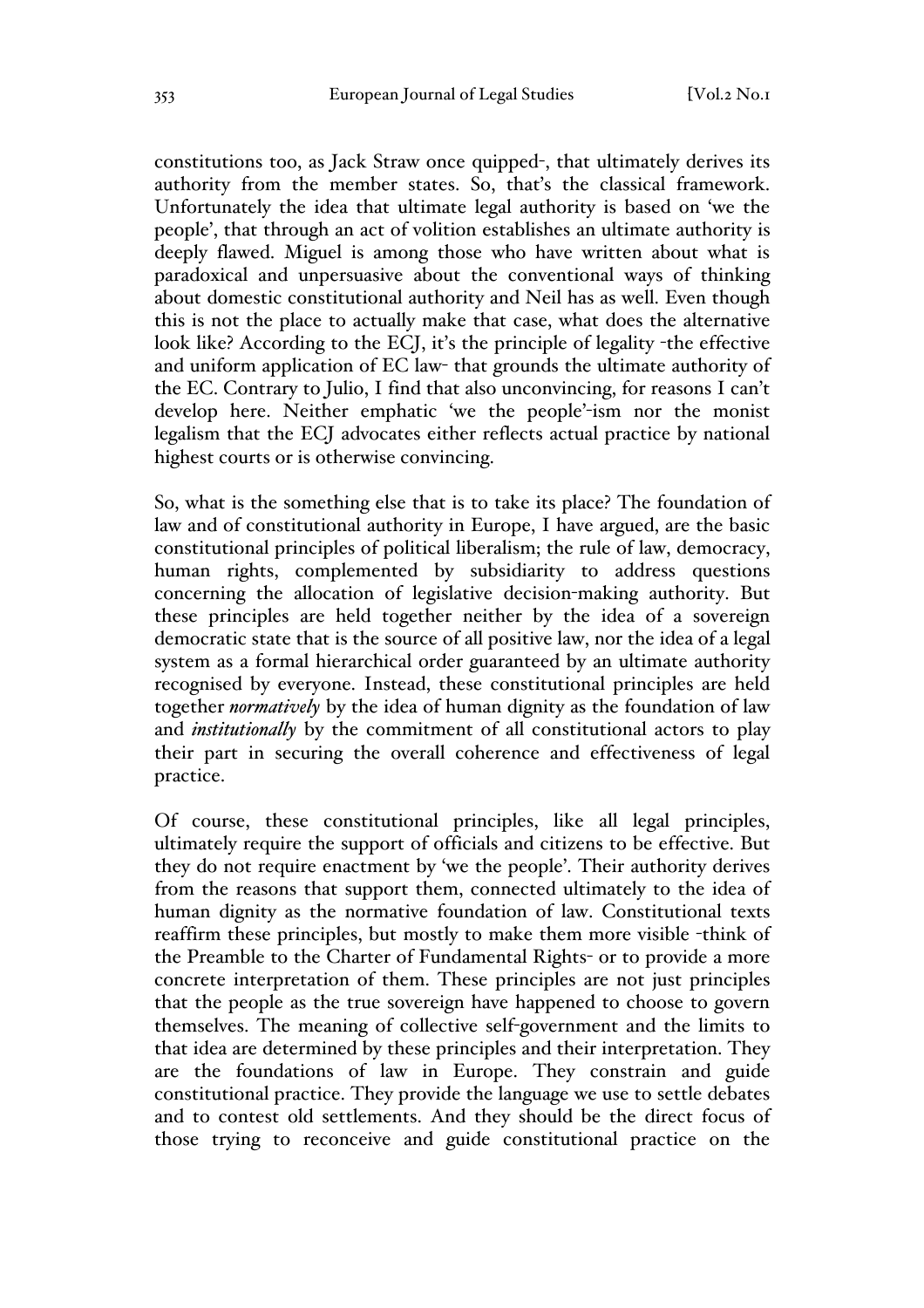constitutions too, as Jack Straw once quipped-, that ultimately derives its authority from the member states. So, that's the classical framework. Unfortunately the idea that ultimate legal authority is based on 'we the people', that through an act of volition establishes an ultimate authority is deeply flawed. Miguel is among those who have written about what is paradoxical and unpersuasive about the conventional ways of thinking about domestic constitutional authority and Neil has as well. Even though this is not the place to actually make that case, what does the alternative look like? According to the ECJ, it's the principle of legality -the effective and uniform application of EC law- that grounds the ultimate authority of the EC. Contrary to Julio, I find that also unconvincing, for reasons I can't develop here. Neither emphatic 'we the people'-ism nor the monist legalism that the ECJ advocates either reflects actual practice by national highest courts or is otherwise convincing.

So, what is the something else that is to take its place? The foundation of law and of constitutional authority in Europe, I have argued, are the basic constitutional principles of political liberalism; the rule of law, democracy, human rights, complemented by subsidiarity to address questions concerning the allocation of legislative decision-making authority. But these principles are held together neither by the idea of a sovereign democratic state that is the source of all positive law, nor the idea of a legal system as a formal hierarchical order guaranteed by an ultimate authority recognised by everyone. Instead, these constitutional principles are held together *normatively* by the idea of human dignity as the foundation of law and *institutionally* by the commitment of all constitutional actors to play their part in securing the overall coherence and effectiveness of legal practice.

Of course, these constitutional principles, like all legal principles, ultimately require the support of officials and citizens to be effective. But they do not require enactment by 'we the people'. Their authority derives from the reasons that support them, connected ultimately to the idea of human dignity as the normative foundation of law. Constitutional texts reaffirm these principles, but mostly to make them more visible -think of the Preamble to the Charter of Fundamental Rights- or to provide a more concrete interpretation of them. These principles are not just principles that the people as the true sovereign have happened to choose to govern themselves. The meaning of collective self-government and the limits to that idea are determined by these principles and their interpretation. They are the foundations of law in Europe. They constrain and guide constitutional practice. They provide the language we use to settle debates and to contest old settlements. And they should be the direct focus of those trying to reconceive and guide constitutional practice on the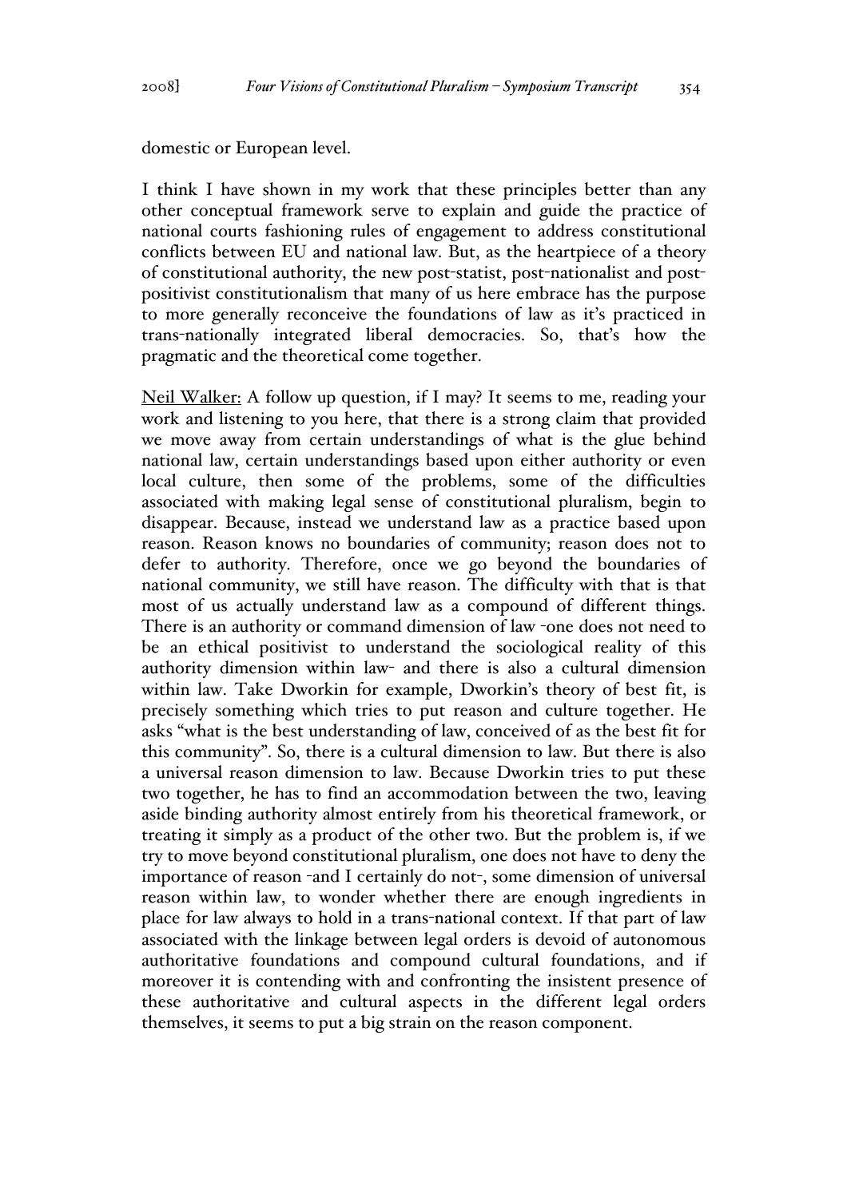domestic or European level.

I think I have shown in my work that these principles better than any other conceptual framework serve to explain and guide the practice of national courts fashioning rules of engagement to address constitutional conflicts between EU and national law. But, as the heartpiece of a theory of constitutional authority, the new post-statist, post-nationalist and post-positivist constitutionalism that many of us here embrace has the purpose to more generally reconceive the foundations of law as it's practiced in trans-nationally integrated liberal democracies. So, that's how the pragmatic and the theoretical come together.

Neil Walker: A follow up question, if I may? It seems to me, reading your work and listening to you here, that there is a strong claim that provided we move away from certain understandings of what is the glue behind national law, certain understandings based upon either authority or even local culture, then some of the problems, some of the difficulties associated with making legal sense of constitutional pluralism, begin to disappear. Because, instead we understand law as a practice based upon reason. Reason knows no boundaries of community; reason does not to defer to authority. Therefore, once we go beyond the boundaries of national community, we still have reason. The difficulty with that is that most of us actually understand law as a compound of different things. There is an authority or command dimension of law -one does not need to be an ethical positivist to understand the sociological reality of this authority dimension within law- and there is also a cultural dimension within law. Take Dworkin for example, Dworkin's theory of best fit, is precisely something which tries to put reason and culture together. He asks "what is the best understanding of law, conceived of as the best fit for this community". So, there is a cultural dimension to law. But there is also a universal reason dimension to law. Because Dworkin tries to put these two together, he has to find an accommodation between the two, leaving aside binding authority almost entirely from his theoretical framework, or treating it simply as a product of the other two. But the problem is, if we try to move beyond constitutional pluralism, one does not have to deny the importance of reason -and I certainly do not-, some dimension of universal reason within law, to wonder whether there are enough ingredients in place for law always to hold in a trans-national context. If that part of law associated with the linkage between legal orders is devoid of autonomous authoritative foundations and compound cultural foundations, and if moreover it is contending with and confronting the insistent presence of these authoritative and cultural aspects in the different legal orders themselves, it seems to put a big strain on the reason component.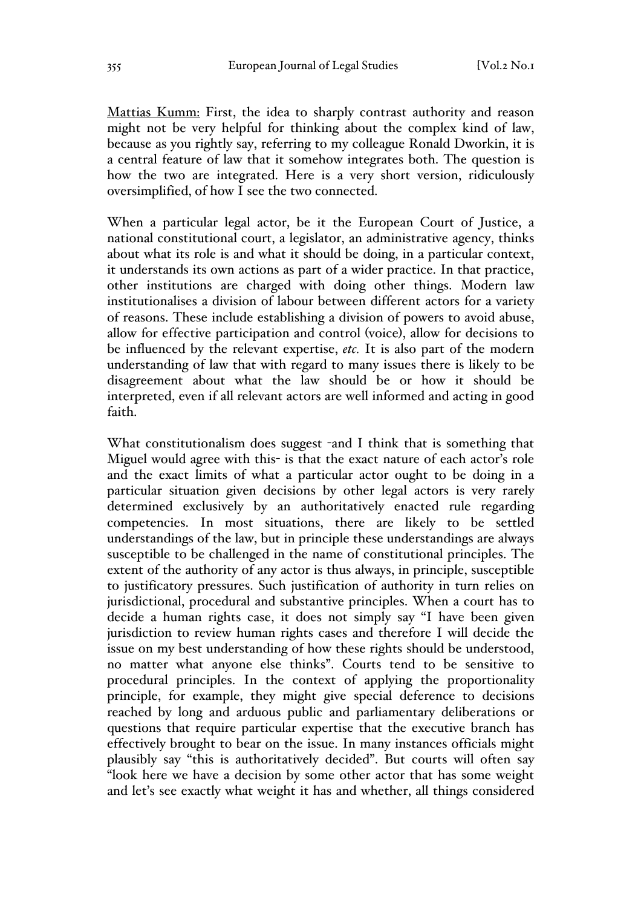Mattias Kumm: First, the idea to sharply contrast authority and reason might not be very helpful for thinking about the complex kind of law, because as you rightly say, referring to my colleague Ronald Dworkin, it is a central feature of law that it somehow integrates both. The question is how the two are integrated. Here is a very short version, ridiculously oversimplified, of how I see the two connected.

When a particular legal actor, be it the European Court of Justice, a national constitutional court, a legislator, an administrative agency, thinks about what its role is and what it should be doing, in a particular context, it understands its own actions as part of a wider practice. In that practice, other institutions are charged with doing other things. Modern law institutionalises a division of labour between different actors for a variety of reasons. These include establishing a division of powers to avoid abuse, allow for effective participation and control (voice), allow for decisions to be influenced by the relevant expertise, *etc.* It is also part of the modern understanding of law that with regard to many issues there is likely to be disagreement about what the law should be or how it should be interpreted, even if all relevant actors are well informed and acting in good faith.

What constitutionalism does suggest -and I think that is something that Miguel would agree with this- is that the exact nature of each actor's role and the exact limits of what a particular actor ought to be doing in a particular situation given decisions by other legal actors is very rarely determined exclusively by an authoritatively enacted rule regarding competencies. In most situations, there are likely to be settled understandings of the law, but in principle these understandings are always susceptible to be challenged in the name of constitutional principles. The extent of the authority of any actor is thus always, in principle, susceptible to justificatory pressures. Such justification of authority in turn relies on jurisdictional, procedural and substantive principles. When a court has to decide a human rights case, it does not simply say "I have been given jurisdiction to review human rights cases and therefore I will decide the issue on my best understanding of how these rights should be understood, no matter what anyone else thinks". Courts tend to be sensitive to procedural principles. In the context of applying the proportionality principle, for example, they might give special deference to decisions reached by long and arduous public and parliamentary deliberations or questions that require particular expertise that the executive branch has effectively brought to bear on the issue. In many instances officials might plausibly say "this is authoritatively decided". But courts will often say "look here we have a decision by some other actor that has some weight and let's see exactly what weight it has and whether, all things considered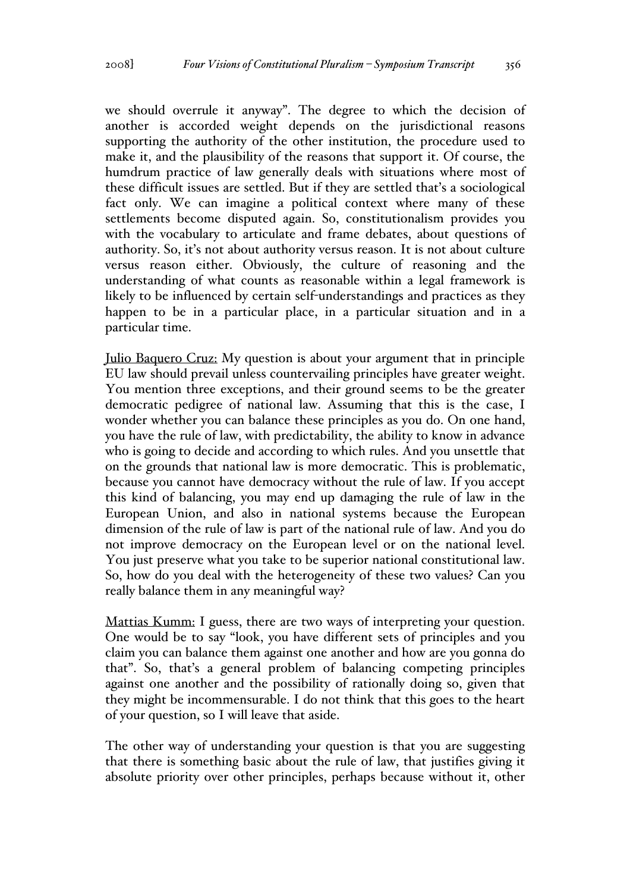we should overrule it anyway". The degree to which the decision of another is accorded weight depends on the jurisdictional reasons supporting the authority of the other institution, the procedure used to make it, and the plausibility of the reasons that support it. Of course, the humdrum practice of law generally deals with situations where most of these difficult issues are settled. But if they are settled that's a sociological fact only. We can imagine a political context where many of these settlements become disputed again. So, constitutionalism provides you with the vocabulary to articulate and frame debates, about questions of authority. So, it's not about authority versus reason. It is not about culture versus reason either. Obviously, the culture of reasoning and the understanding of what counts as reasonable within a legal framework is likely to be influenced by certain self-understandings and practices as they happen to be in a particular place, in a particular situation and in a particular time.

Julio Baquero Cruz: My question is about your argument that in principle EU law should prevail unless countervailing principles have greater weight. You mention three exceptions, and their ground seems to be the greater democratic pedigree of national law. Assuming that this is the case, I wonder whether you can balance these principles as you do. On one hand, you have the rule of law, with predictability, the ability to know in advance who is going to decide and according to which rules. And you unsettle that on the grounds that national law is more democratic. This is problematic, because you cannot have democracy without the rule of law. If you accept this kind of balancing, you may end up damaging the rule of law in the European Union, and also in national systems because the European dimension of the rule of law is part of the national rule of law. And you do not improve democracy on the European level or on the national level. You just preserve what you take to be superior national constitutional law. So, how do you deal with the heterogeneity of these two values? Can you really balance them in any meaningful way?

Mattias Kumm: I guess, there are two ways of interpreting your question. One would be to say "look, you have different sets of principles and you claim you can balance them against one another and how are you gonna do that". So, that's a general problem of balancing competing principles against one another and the possibility of rationally doing so, given that they might be incommensurable. I do not think that this goes to the heart of your question, so I will leave that aside.

The other way of understanding your question is that you are suggesting that there is something basic about the rule of law, that justifies giving it absolute priority over other principles, perhaps because without it, other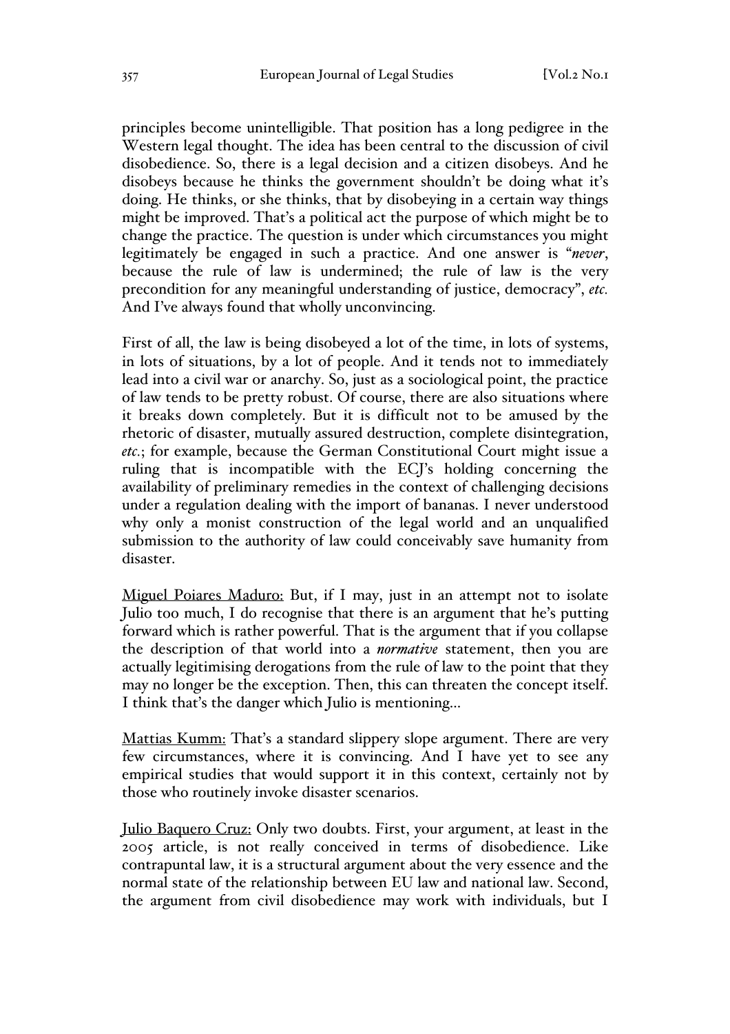principles become unintelligible. That position has a long pedigree in the Western legal thought. The idea has been central to the discussion of civil disobedience. So, there is a legal decision and a citizen disobeys. And he disobeys because he thinks the government shouldn't be doing what it's doing. He thinks, or she thinks, that by disobeying in a certain way things might be improved. That's a political act the purpose of which might be to change the practice. The question is under which circumstances you might legitimately be engaged in such a practice. And one answer is "*never*, because the rule of law is undermined; the rule of law is the very precondition for any meaningful understanding of justice, democracy", *etc.* And I've always found that wholly unconvincing.

First of all, the law is being disobeyed a lot of the time, in lots of systems, in lots of situations, by a lot of people. And it tends not to immediately lead into a civil war or anarchy. So, just as a sociological point, the practice of law tends to be pretty robust. Of course, there are also situations where it breaks down completely. But it is difficult not to be amused by the rhetoric of disaster, mutually assured destruction, complete disintegration, *etc.*; for example, because the German Constitutional Court might issue a ruling that is incompatible with the ECJ's holding concerning the availability of preliminary remedies in the context of challenging decisions under a regulation dealing with the import of bananas. I never understood why only a monist construction of the legal world and an unqualified submission to the authority of law could conceivably save humanity from disaster.

Miguel Poiares Maduro: But, if I may, just in an attempt not to isolate Julio too much, I do recognise that there is an argument that he's putting forward which is rather powerful. That is the argument that if you collapse the description of that world into a *normative* statement, then you are actually legitimising derogations from the rule of law to the point that they may no longer be the exception. Then, this can threaten the concept itself. I think that's the danger which Julio is mentioning…

Mattias Kumm: That's a standard slippery slope argument. There are very few circumstances, where it is convincing. And I have yet to see any empirical studies that would support it in this context, certainly not by those who routinely invoke disaster scenarios.

Julio Baquero Cruz: Only two doubts. First, your argument, at least in the 2005 article, is not really conceived in terms of disobedience. Like contrapuntal law, it is a structural argument about the very essence and the normal state of the relationship between EU law and national law. Second, the argument from civil disobedience may work with individuals, but I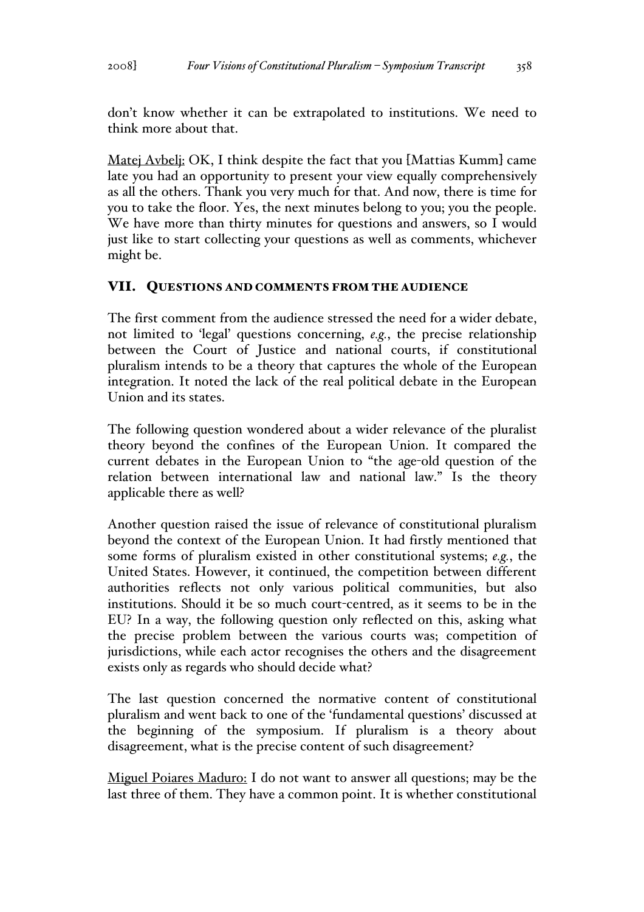don't know whether it can be extrapolated to institutions. We need to think more about that.

Matej Avbelj: OK, I think despite the fact that you [Mattias Kumm] came late you had an opportunity to present your view equally comprehensively as all the others. Thank you very much for that. And now, there is time for you to take the floor. Yes, the next minutes belong to you; you the people. We have more than thirty minutes for questions and answers, so I would just like to start collecting your questions as well as comments, whichever might be.

## VII. QUESTIONS AND COMMENTS FROM THE AUDIENCE

The first comment from the audience stressed the need for a wider debate, not limited to 'legal' questions concerning, *e.g.*, the precise relationship between the Court of Justice and national courts, if constitutional pluralism intends to be a theory that captures the whole of the European integration. It noted the lack of the real political debate in the European Union and its states.

The following question wondered about a wider relevance of the pluralist theory beyond the confines of the European Union. It compared the current debates in the European Union to "the age-old question of the relation between international law and national law." Is the theory applicable there as well?

Another question raised the issue of relevance of constitutional pluralism beyond the context of the European Union. It had firstly mentioned that some forms of pluralism existed in other constitutional systems; *e.g.*, the United States. However, it continued, the competition between different authorities reflects not only various political communities, but also institutions. Should it be so much court-centred, as it seems to be in the EU? In a way, the following question only reflected on this, asking what the precise problem between the various courts was; competition of jurisdictions, while each actor recognises the others and the disagreement exists only as regards who should decide what?

The last question concerned the normative content of constitutional pluralism and went back to one of the 'fundamental questions' discussed at the beginning of the symposium. If pluralism is a theory about disagreement, what is the precise content of such disagreement?

Miguel Poiares Maduro: I do not want to answer all questions; may be the last three of them. They have a common point. It is whether constitutional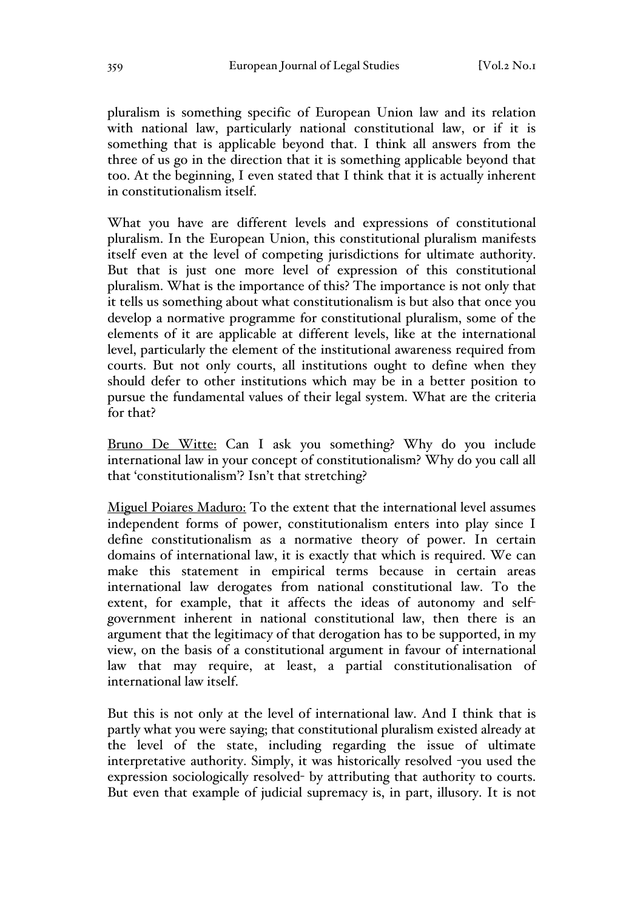pluralism is something specific of European Union law and its relation with national law, particularly national constitutional law, or if it is something that is applicable beyond that. I think all answers from the three of us go in the direction that it is something applicable beyond that too. At the beginning, I even stated that I think that it is actually inherent in constitutionalism itself.

What you have are different levels and expressions of constitutional pluralism. In the European Union, this constitutional pluralism manifests itself even at the level of competing jurisdictions for ultimate authority. But that is just one more level of expression of this constitutional pluralism. What is the importance of this? The importance is not only that it tells us something about what constitutionalism is but also that once you develop a normative programme for constitutional pluralism, some of the elements of it are applicable at different levels, like at the international level, particularly the element of the institutional awareness required from courts. But not only courts, all institutions ought to define when they should defer to other institutions which may be in a better position to pursue the fundamental values of their legal system. What are the criteria for that?

<u>Bruno De Witte:</u> Can I ask you something? Why do you include international law in your concept of constitutionalism? Why do you call all that 'constitutionalism'? Isn't that stretching?

<u>Miguel Poiares Maduro:</u> To the extent that the international level assumes independent forms of power, constitutionalism enters into play since I define constitutionalism as a normative theory of power. In certain domains of international law, it is exactly that which is required. We can make this statement in empirical terms because in certain areas international law derogates from national constitutional law. To the extent, for example, that it affects the ideas of autonomy and self-government inherent in national constitutional law, then there is an argument that the legitimacy of that derogation has to be supported, in my view, on the basis of a constitutional argument in favour of international law that may require, at least, a partial constitutionalisation of international law itself.

But this is not only at the level of international law. And I think that is partly what you were saying; that constitutional pluralism existed already at the level of the state, including regarding the issue of ultimate interpretative authority. Simply, it was historically resolved -you used the expression sociologically resolved- by attributing that authority to courts. But even that example of judicial supremacy is, in part, illusory. It is not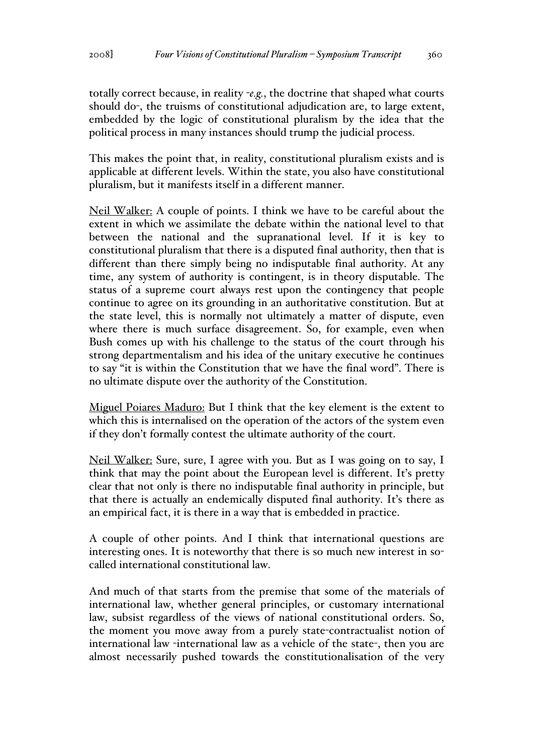totally correct because, in reality -*e.g.*, the doctrine that shaped what courts should do-, the truisms of constitutional adjudication are, to large extent, embedded by the logic of constitutional pluralism by the idea that the political process in many instances should trump the judicial process.

This makes the point that, in reality, constitutional pluralism exists and is applicable at different levels. Within the state, you also have constitutional pluralism, but it manifests itself in a different manner.

<u>Neil Walker:</u> A couple of points. I think we have to be careful about the extent in which we assimilate the debate within the national level to that between the national and the supranational level. If it is key to constitutional pluralism that there is a disputed final authority, then that is different than there simply being no indisputable final authority. At any time, any system of authority is contingent, is in theory disputable. The status of a supreme court always rest upon the contingency that people continue to agree on its grounding in an authoritative constitution. But at the state level, this is normally not ultimately a matter of dispute, even where there is much surface disagreement. So, for example, even when Bush comes up with his challenge to the status of the court through his strong departmentalism and his idea of the unitary executive he continues to say "it is within the Constitution that we have the final word". There is no ultimate dispute over the authority of the Constitution.

<u>Miguel Poiares Maduro:</u> But I think that the key element is the extent to which this is internalised on the operation of the actors of the system even if they don't formally contest the ultimate authority of the court.

<u>Neil Walker:</u> Sure, sure, I agree with you. But as I was going on to say, I think that may the point about the European level is different. It's pretty clear that not only is there no indisputable final authority in principle, but that there is actually an endemically disputed final authority. It's there as an empirical fact, it is there in a way that is embedded in practice.

A couple of other points. And I think that international questions are interesting ones. It is noteworthy that there is so much new interest in so-called international constitutional law.

And much of that starts from the premise that some of the materials of international law, whether general principles, or customary international law, subsist regardless of the views of national constitutional orders. So, the moment you move away from a purely state-contractualist notion of international law -international law as a vehicle of the state-, then you are almost necessarily pushed towards the constitutionalisation of the very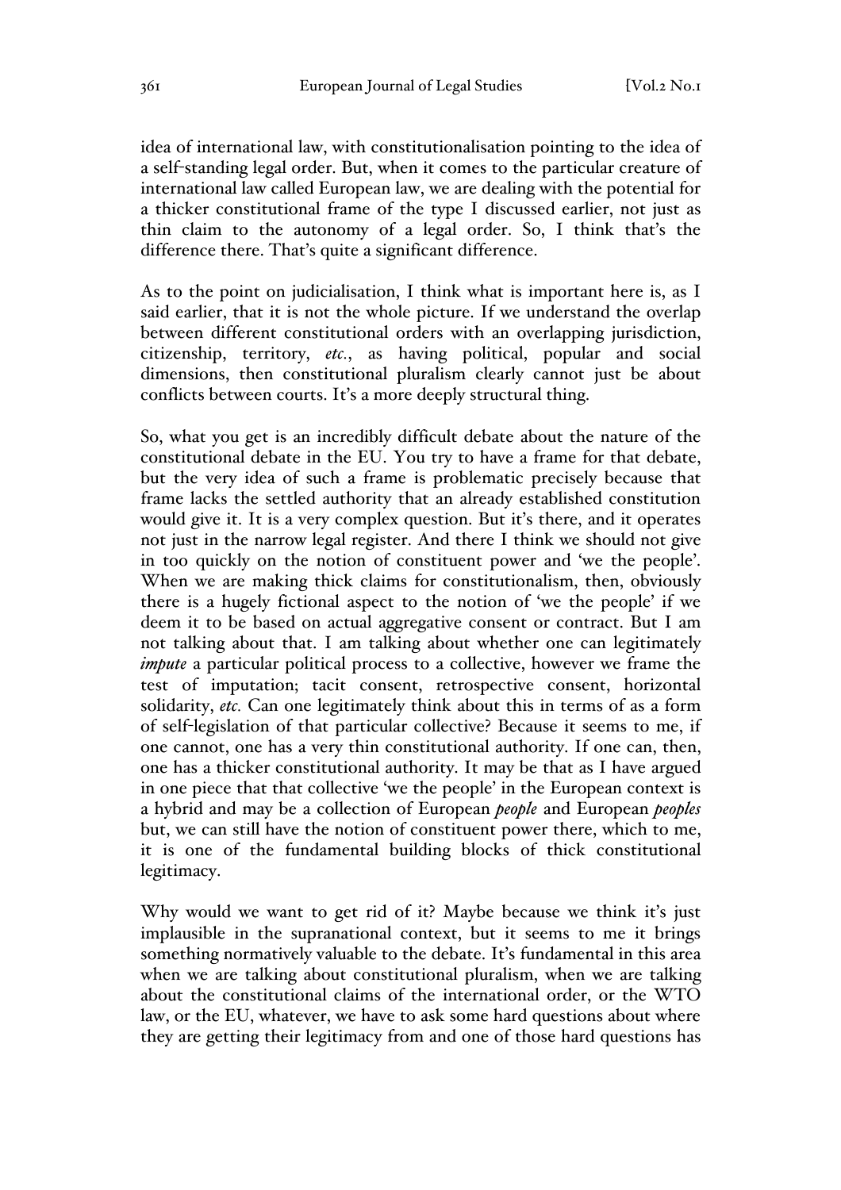idea of international law, with constitutionalisation pointing to the idea of a self-standing legal order. But, when it comes to the particular creature of international law called European law, we are dealing with the potential for a thicker constitutional frame of the type I discussed earlier, not just as thin claim to the autonomy of a legal order. So, I think that's the difference there. That's quite a significant difference.

As to the point on judicialisation, I think what is important here is, as I said earlier, that it is not the whole picture. If we understand the overlap between different constitutional orders with an overlapping jurisdiction, citizenship, territory, *etc.*, as having political, popular and social dimensions, then constitutional pluralism clearly cannot just be about conflicts between courts. It's a more deeply structural thing.

So, what you get is an incredibly difficult debate about the nature of the constitutional debate in the EU. You try to have a frame for that debate, but the very idea of such a frame is problematic precisely because that frame lacks the settled authority that an already established constitution would give it. It is a very complex question. But it's there, and it operates not just in the narrow legal register. And there I think we should not give in too quickly on the notion of constituent power and 'we the people'. When we are making thick claims for constitutionalism, then, obviously there is a hugely fictional aspect to the notion of 'we the people' if we deem it to be based on actual aggregative consent or contract. But I am not talking about that. I am talking about whether one can legitimately *impute* a particular political process to a collective, however we frame the test of imputation; tacit consent, retrospective consent, horizontal solidarity, *etc.* Can one legitimately think about this in terms of as a form of self-legislation of that particular collective? Because it seems to me, if one cannot, one has a very thin constitutional authority. If one can, then, one has a thicker constitutional authority. It may be that as I have argued in one piece that that collective 'we the people' in the European context is a hybrid and may be a collection of European *people* and European *peoples* but, we can still have the notion of constituent power there, which to me, it is one of the fundamental building blocks of thick constitutional legitimacy.

Why would we want to get rid of it? Maybe because we think it's just implausible in the supranational context, but it seems to me it brings something normatively valuable to the debate. It's fundamental in this area when we are talking about constitutional pluralism, when we are talking about the constitutional claims of the international order, or the WTO law, or the EU, whatever, we have to ask some hard questions about where they are getting their legitimacy from and one of those hard questions has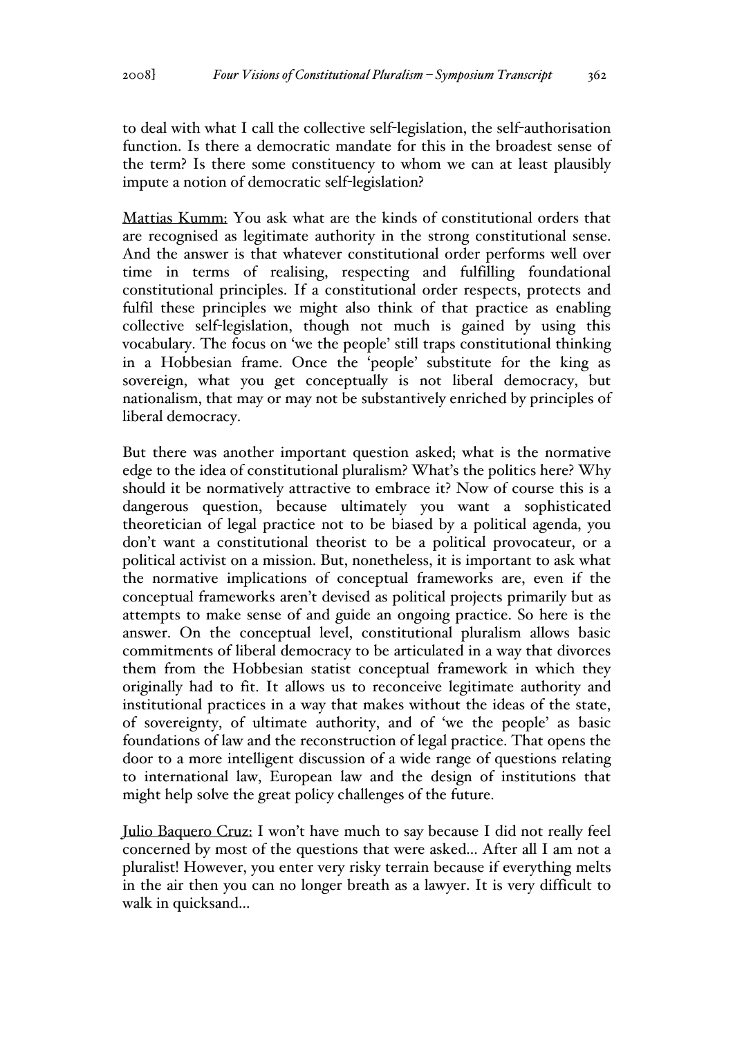to deal with what I call the collective self-legislation, the self-authorisation function. Is there a democratic mandate for this in the broadest sense of the term? Is there some constituency to whom we can at least plausibly impute a notion of democratic self-legislation?

Mattias Kumm: You ask what are the kinds of constitutional orders that are recognised as legitimate authority in the strong constitutional sense. And the answer is that whatever constitutional order performs well over time in terms of realising, respecting and fulfilling foundational constitutional principles. If a constitutional order respects, protects and fulfil these principles we might also think of that practice as enabling collective self-legislation, though not much is gained by using this vocabulary. The focus on 'we the people' still traps constitutional thinking in a Hobbesian frame. Once the 'people' substitute for the king as sovereign, what you get conceptually is not liberal democracy, but nationalism, that may or may not be substantively enriched by principles of liberal democracy.

But there was another important question asked; what is the normative edge to the idea of constitutional pluralism? What's the politics here? Why should it be normatively attractive to embrace it? Now of course this is a dangerous question, because ultimately you want a sophisticated theoretician of legal practice not to be biased by a political agenda, you don't want a constitutional theorist to be a political provocateur, or a political activist on a mission. But, nonetheless, it is important to ask what the normative implications of conceptual frameworks are, even if the conceptual frameworks aren't devised as political projects primarily but as attempts to make sense of and guide an ongoing practice. So here is the answer. On the conceptual level, constitutional pluralism allows basic commitments of liberal democracy to be articulated in a way that divorces them from the Hobbesian statist conceptual framework in which they originally had to fit. It allows us to reconceive legitimate authority and institutional practices in a way that makes without the ideas of the state, of sovereignty, of ultimate authority, and of 'we the people' as basic foundations of law and the reconstruction of legal practice. That opens the door to a more intelligent discussion of a wide range of questions relating to international law, European law and the design of institutions that might help solve the great policy challenges of the future.

Julio Baquero Cruz: I won't have much to say because I did not really feel concerned by most of the questions that were asked… After all I am not a pluralist! However, you enter very risky terrain because if everything melts in the air then you can no longer breath as a lawyer. It is very difficult to walk in quicksand…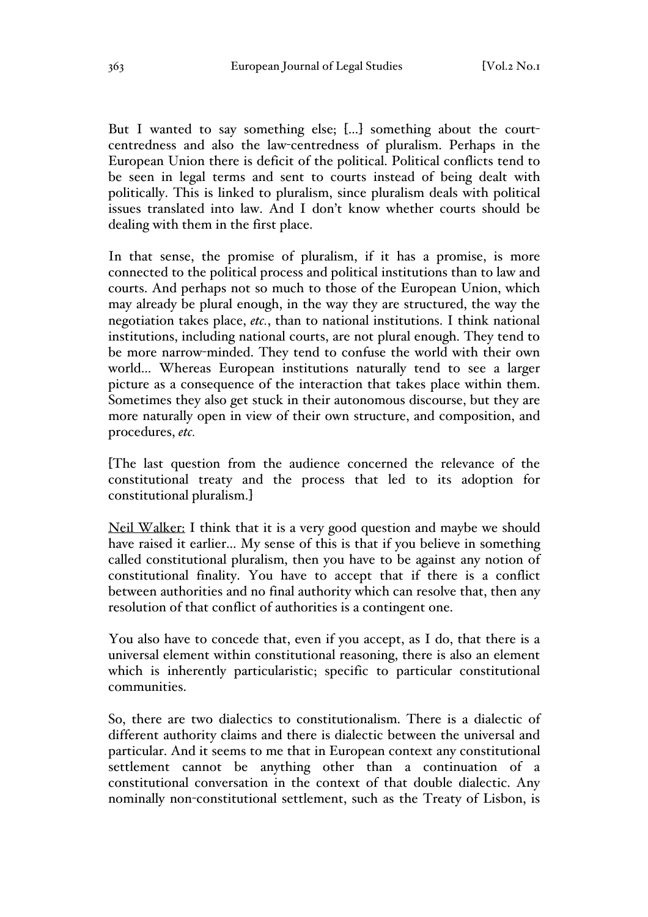But I wanted to say something else; [...] something about the court-centredness and also the law-centredness of pluralism. Perhaps in the European Union there is deficit of the political. Political conflicts tend to be seen in legal terms and sent to courts instead of being dealt with politically. This is linked to pluralism, since pluralism deals with political issues translated into law. And I don't know whether courts should be dealing with them in the first place.

In that sense, the promise of pluralism, if it has a promise, is more connected to the political process and political institutions than to law and courts. And perhaps not so much to those of the European Union, which may already be plural enough, in the way they are structured, the way the negotiation takes place, *etc.*, than to national institutions. I think national institutions, including national courts, are not plural enough. They tend to be more narrow-minded. They tend to confuse the world with their own world... Whereas European institutions naturally tend to see a larger picture as a consequence of the interaction that takes place within them. Sometimes they also get stuck in their autonomous discourse, but they are more naturally open in view of their own structure, and composition, and procedures, *etc.*

[The last question from the audience concerned the relevance of the constitutional treaty and the process that led to its adoption for constitutional pluralism.]

Neil Walker: I think that it is a very good question and maybe we should have raised it earlier... My sense of this is that if you believe in something called constitutional pluralism, then you have to be against any notion of constitutional finality. You have to accept that if there is a conflict between authorities and no final authority which can resolve that, then any resolution of that conflict of authorities is a contingent one.

You also have to concede that, even if you accept, as I do, that there is a universal element within constitutional reasoning, there is also an element which is inherently particularistic; specific to particular constitutional communities.

So, there are two dialectics to constitutionalism. There is a dialectic of different authority claims and there is dialectic between the universal and particular. And it seems to me that in European context any constitutional settlement cannot be anything other than a continuation of a constitutional conversation in the context of that double dialectic. Any nominally non-constitutional settlement, such as the Treaty of Lisbon, is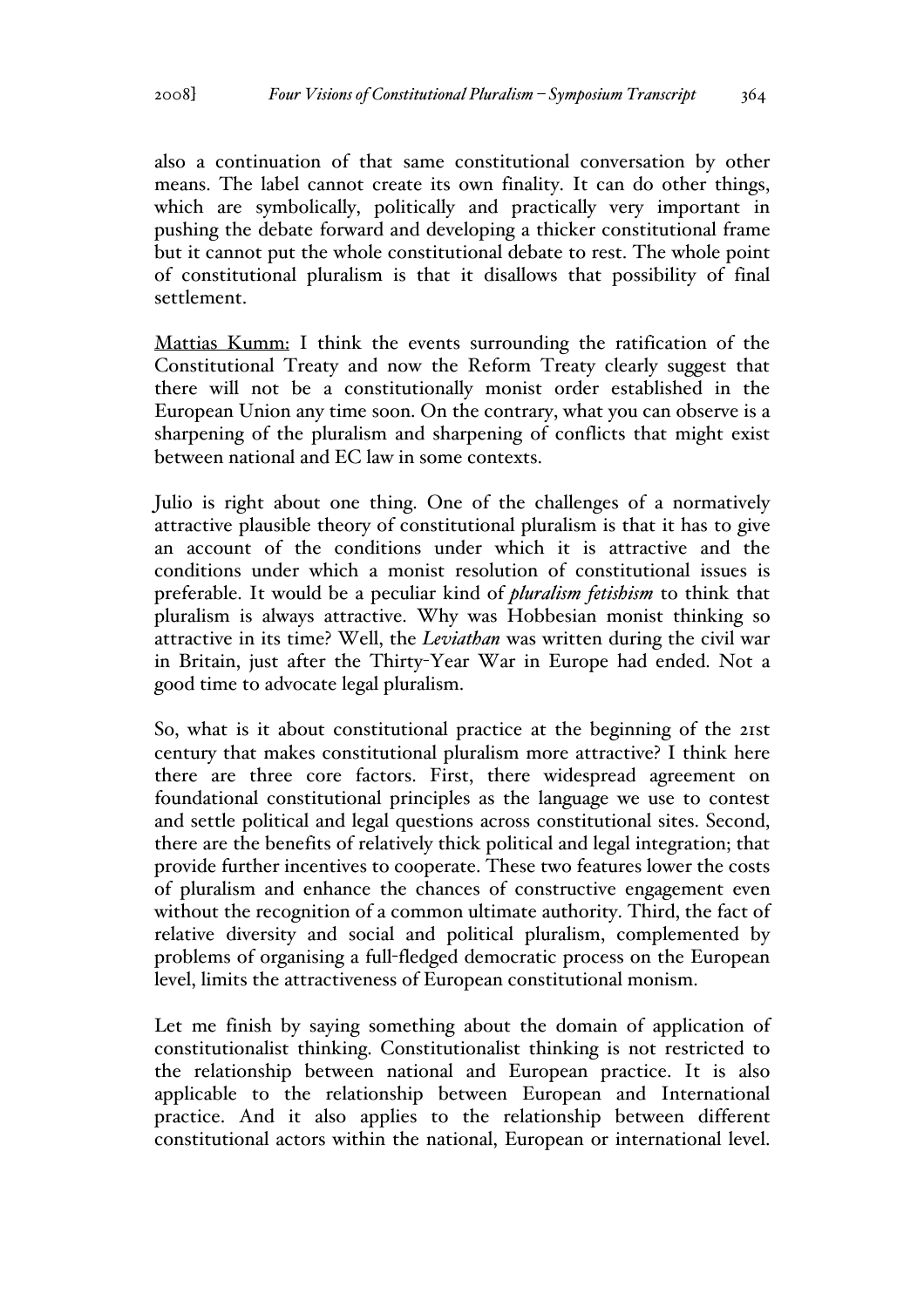also a continuation of that same constitutional conversation by other means. The label cannot create its own finality. It can do other things, which are symbolically, politically and practically very important in pushing the debate forward and developing a thicker constitutional frame but it cannot put the whole constitutional debate to rest. The whole point of constitutional pluralism is that it disallows that possibility of final settlement.

Mattias Kumm: I think the events surrounding the ratification of the Constitutional Treaty and now the Reform Treaty clearly suggest that there will not be a constitutionally monist order established in the European Union any time soon. On the contrary, what you can observe is a sharpening of the pluralism and sharpening of conflicts that might exist between national and EC law in some contexts.

Julio is right about one thing. One of the challenges of a normatively attractive plausible theory of constitutional pluralism is that it has to give an account of the conditions under which it is attractive and the conditions under which a monist resolution of constitutional issues is preferable. It would be a peculiar kind of ***pluralism fetishism*** to think that pluralism is always attractive. Why was Hobbesian monist thinking so attractive in its time? Well, the *Leviathan* was written during the civil war in Britain, just after the Thirty-Year War in Europe had ended. Not a good time to advocate legal pluralism.

So, what is it about constitutional practice at the beginning of the 21st century that makes constitutional pluralism more attractive? I think here there are three core factors. First, there widespread agreement on foundational constitutional principles as the language we use to contest and settle political and legal questions across constitutional sites. Second, there are the benefits of relatively thick political and legal integration; that provide further incentives to cooperate. These two features lower the costs of pluralism and enhance the chances of constructive engagement even without the recognition of a common ultimate authority. Third, the fact of relative diversity and social and political pluralism, complemented by problems of organising a full-fledged democratic process on the European level, limits the attractiveness of European constitutional monism.

Let me finish by saying something about the domain of application of constitutionalist thinking. Constitutionalist thinking is not restricted to the relationship between national and European practice. It is also applicable to the relationship between European and International practice. And it also applies to the relationship between different constitutional actors within the national, European or international level.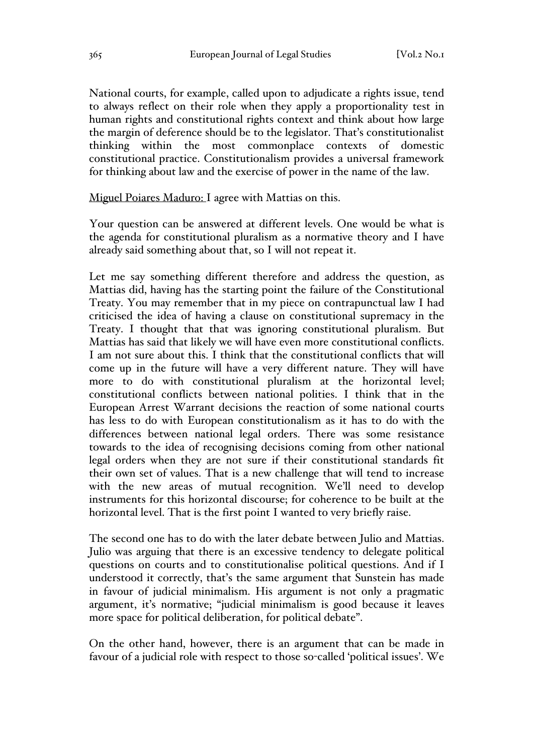National courts, for example, called upon to adjudicate a rights issue, tend to always reflect on their role when they apply a proportionality test in human rights and constitutional rights context and think about how large the margin of deference should be to the legislator. That's constitutionalist thinking within the most commonplace contexts of domestic constitutional practice. Constitutionalism provides a universal framework for thinking about law and the exercise of power in the name of the law.

<u>Miguel Poiares Maduro:</u> I agree with Mattias on this.

Your question can be answered at different levels. One would be what is the agenda for constitutional pluralism as a normative theory and I have already said something about that, so I will not repeat it.

Let me say something different therefore and address the question, as Mattias did, having has the starting point the failure of the Constitutional Treaty. You may remember that in my piece on contrapunctual law I had criticised the idea of having a clause on constitutional supremacy in the Treaty. I thought that that was ignoring constitutional pluralism. But Mattias has said that likely we will have even more constitutional conflicts. I am not sure about this. I think that the constitutional conflicts that will come up in the future will have a very different nature. They will have more to do with constitutional pluralism at the horizontal level; constitutional conflicts between national polities. I think that in the European Arrest Warrant decisions the reaction of some national courts has less to do with European constitutionalism as it has to do with the differences between national legal orders. There was some resistance towards to the idea of recognising decisions coming from other national legal orders when they are not sure if their constitutional standards fit their own set of values. That is a new challenge that will tend to increase with the new areas of mutual recognition. We'll need to develop instruments for this horizontal discourse; for coherence to be built at the horizontal level. That is the first point I wanted to very briefly raise.

The second one has to do with the later debate between Julio and Mattias. Julio was arguing that there is an excessive tendency to delegate political questions on courts and to constitutionalise political questions. And if I understood it correctly, that's the same argument that Sunstein has made in favour of judicial minimalism. His argument is not only a pragmatic argument, it's normative; "judicial minimalism is good because it leaves more space for political deliberation, for political debate".

On the other hand, however, there is an argument that can be made in favour of a judicial role with respect to those so-called 'political issues'. We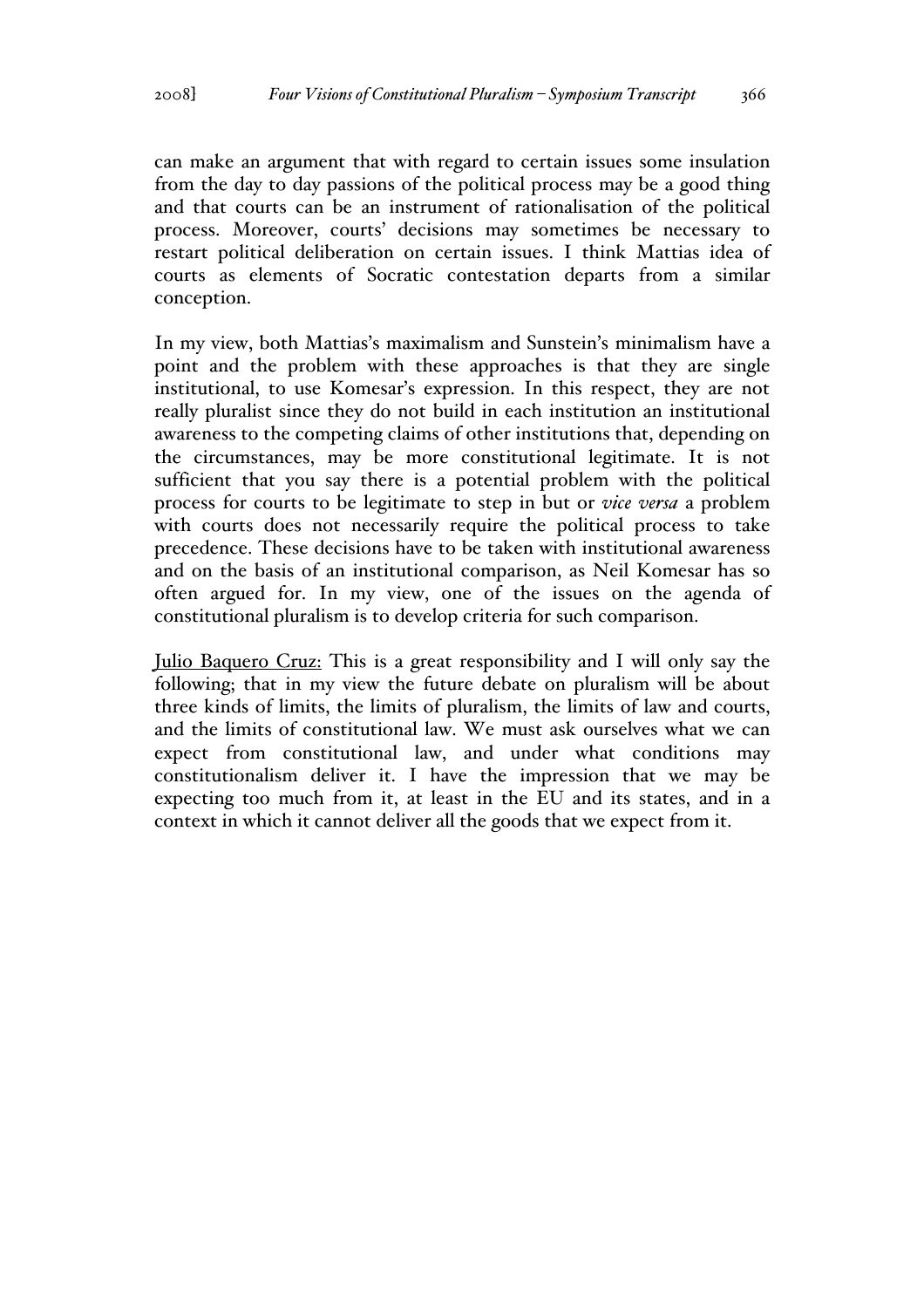can make an argument that with regard to certain issues some insulation from the day to day passions of the political process may be a good thing and that courts can be an instrument of rationalisation of the political process. Moreover, courts' decisions may sometimes be necessary to restart political deliberation on certain issues. I think Mattias idea of courts as elements of Socratic contestation departs from a similar conception.

In my view, both Mattias's maximalism and Sunstein's minimalism have a point and the problem with these approaches is that they are single institutional, to use Komesar's expression. In this respect, they are not really pluralist since they do not build in each institution an institutional awareness to the competing claims of other institutions that, depending on the circumstances, may be more constitutional legitimate. It is not sufficient that you say there is a potential problem with the political process for courts to be legitimate to step in but or *vice versa* a problem with courts does not necessarily require the political process to take precedence. These decisions have to be taken with institutional awareness and on the basis of an institutional comparison, as Neil Komesar has so often argued for. In my view, one of the issues on the agenda of constitutional pluralism is to develop criteria for such comparison.

Julio Baquero Cruz: This is a great responsibility and I will only say the following; that in my view the future debate on pluralism will be about three kinds of limits, the limits of pluralism, the limits of law and courts, and the limits of constitutional law. We must ask ourselves what we can expect from constitutional law, and under what conditions may constitutionalism deliver it. I have the impression that we may be expecting too much from it, at least in the EU and its states, and in a context in which it cannot deliver all the goods that we expect from it.